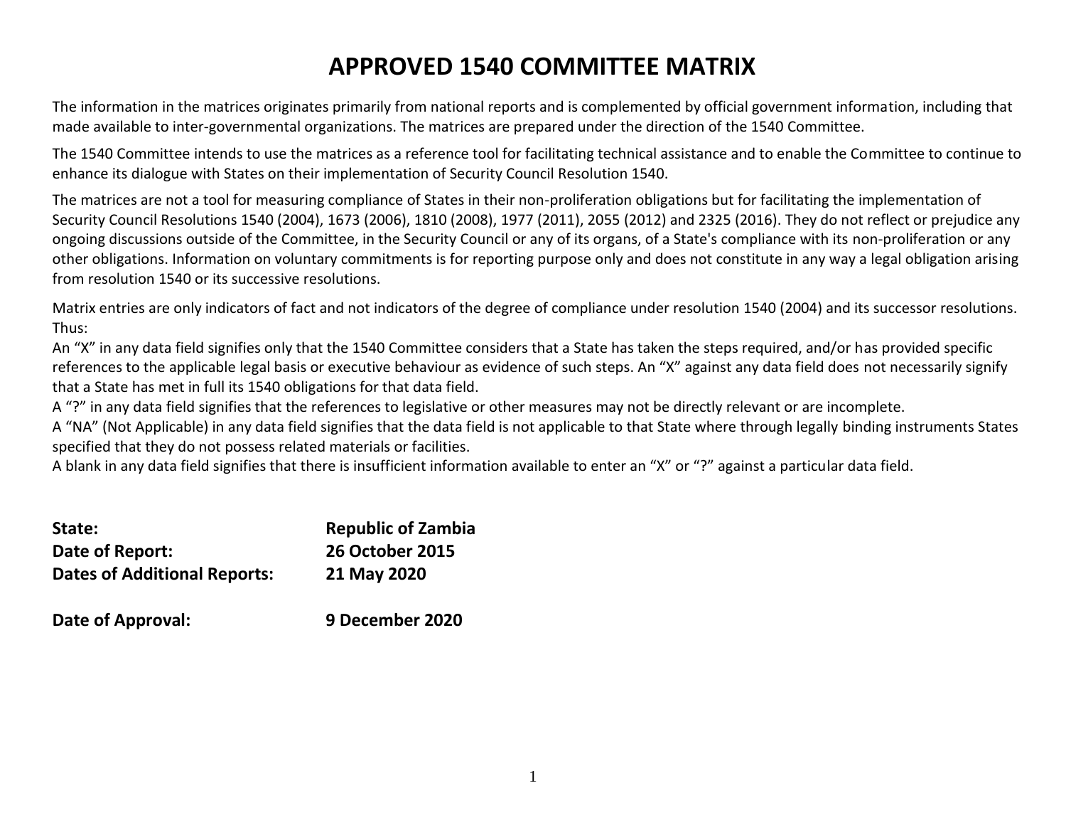# APPROVED 1540 COMMITTEE MATRIX

The information in the matrices originates primarily from national reports and is complemented by official government information, including that made available to inter-governmental organizations. The matrices are prepared under the direction of the 1540 Committee.

The 1540 Committee intends to use the matrices as a reference tool for facilitating technical assistance and to enable the Committee to continue to enhance its dialogue with States on their implementation of Security Council Resolution 1540.

The matrices are not a tool for measuring compliance of States in their non-proliferation obligations but for facilitating the implementation of Security Council Resolutions 1540 (2004), 1673 (2006), 1810 (2008), 1977 (2011), 2055 (2012) and 2325 (2016). They do not reflect or prejudice any ongoing discussions outside of the Committee, in the Security Council or any of its organs, of a State's compliance with its non-proliferation or any other obligations. Information on voluntary commitments is for reporting purpose only and does not constitute in any way a legal obligation arising from resolution 1540 or its successive resolutions.

Matrix entries are only indicators of fact and not indicators of the degree of compliance under resolution 1540 (2004) and its successor resolutions. Thus:

An "X" in any data field signifies only that the 1540 Committee considers that a State has taken the steps required, and/or has provided specific references to the applicable legal basis or executive behaviour as evidence of such steps. An "X" against any data field does not necessarily signify that a State has met in full its 1540 obligations for that data field.

A "?" in any data field signifies that the references to legislative or other measures may not be directly relevant or are incomplete.

A "NA" (Not Applicable) in any data field signifies that the data field is not applicable to that State where through legally binding instruments States specified that they do not possess related materials or facilities.

A blank in any data field signifies that there is insufficient information available to enter an "X" or "?" against a particular data field.

**State:** **Republic of Zambia**

**Date of Report:** **26 October 2015**

**Dates of Additional Reports:** **21 May 2020**

**Date of Approval:** **9 December 2020**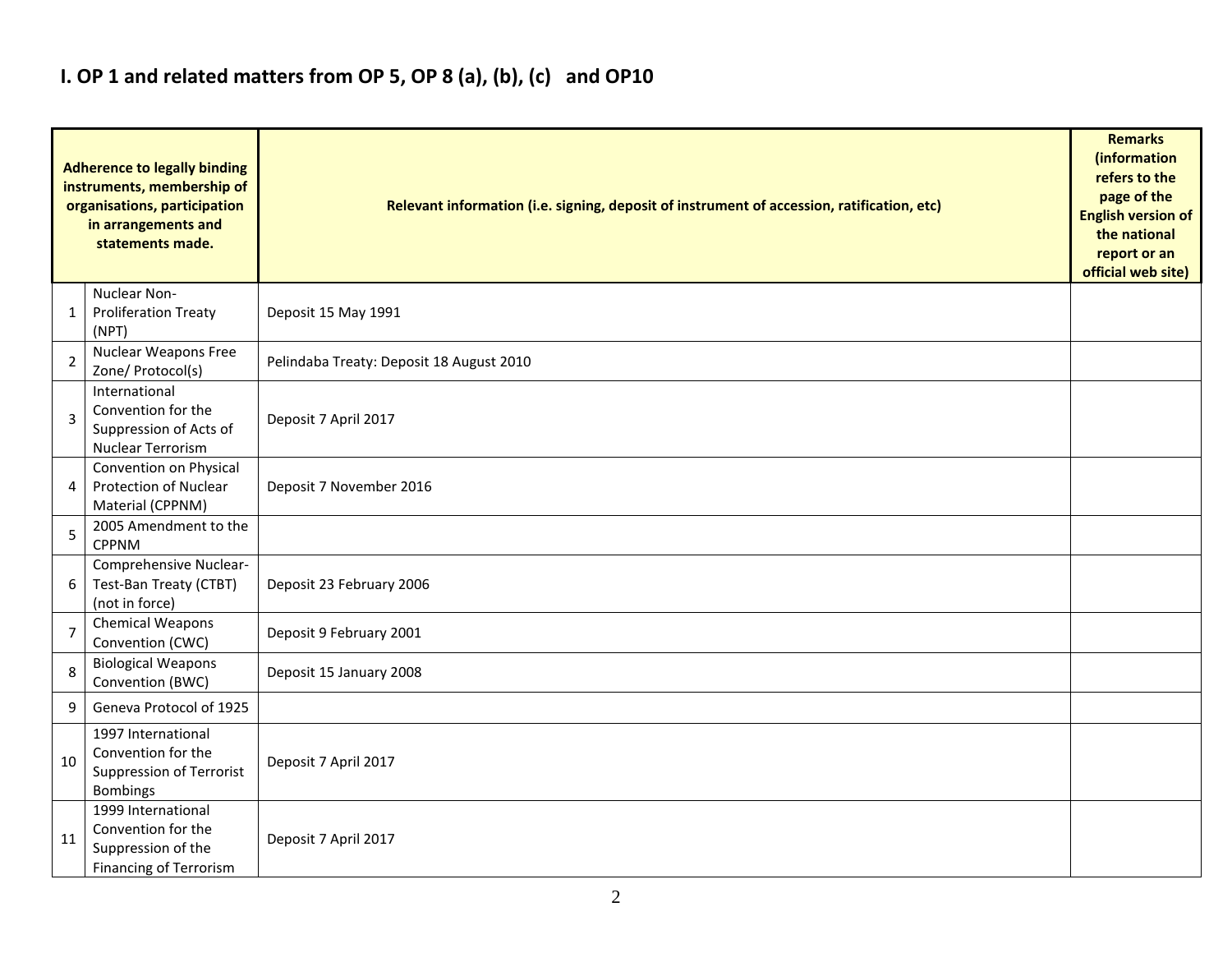# I. OP 1 and related matters from OP 5, OP 8 (a), (b), (c) and OP10

| | Adherence to legally binding instruments, membership of organisations, participation in arrangements and statements made. | Relevant information (i.e. signing, deposit of instrument of accession, ratification, etc) | Remarks (information refers to the page of the English version of the national report or an official web site) |
|---|---|---|---|
| 1 | Nuclear Non-Proliferation Treaty (NPT) | Deposit 15 May 1991 | |
| 2 | Nuclear Weapons Free Zone/ Protocol(s) | Pelindaba Treaty: Deposit 18 August 2010 | |
| 3 | International Convention for the Suppression of Acts of Nuclear Terrorism | Deposit 7 April 2017 | |
| 4 | Convention on Physical Protection of Nuclear Material (CPPNM) | Deposit 7 November 2016 | |
| 5 | 2005 Amendment to the CPPNM | | |
| 6 | Comprehensive Nuclear-Test-Ban Treaty (CTBT) (not in force) | Deposit 23 February 2006 | |
| 7 | Chemical Weapons Convention (CWC) | Deposit 9 February 2001 | |
| 8 | Biological Weapons Convention (BWC) | Deposit 15 January 2008 | |
| 9 | Geneva Protocol of 1925 | | |
| 10 | 1997 International Convention for the Suppression of Terrorist Bombings | Deposit 7 April 2017 | |
| 11 | 1999 International Convention for the Suppression of the Financing of Terrorism | Deposit 7 April 2017 | |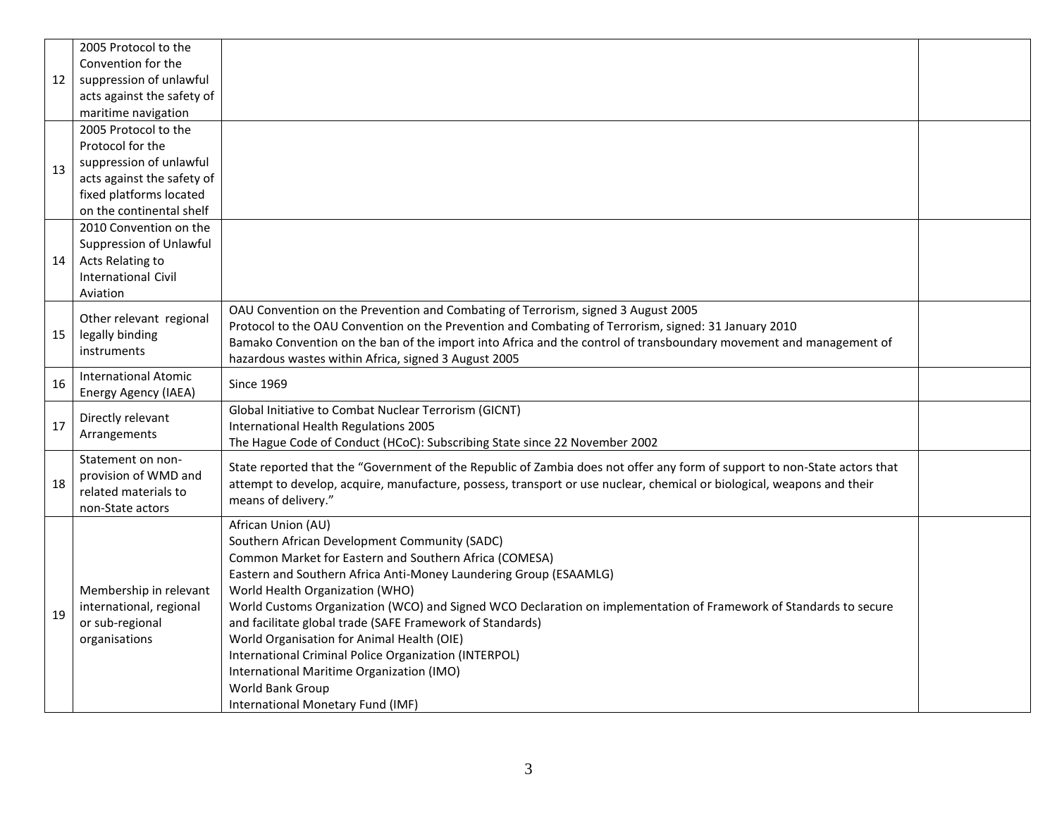| | | | |
|---|---|---|---|
| 12 | 2005 Protocol to the Convention for the suppression of unlawful acts against the safety of maritime navigation | | |
| 13 | 2005 Protocol to the Protocol for the suppression of unlawful acts against the safety of fixed platforms located on the continental shelf | | |
| 14 | 2010 Convention on the Suppression of Unlawful Acts Relating to International Civil Aviation | | |
| 15 | Other relevant regional legally binding instruments | OAU Convention on the Prevention and Combating of Terrorism, signed 3 August 2005<br>Protocol to the OAU Convention on the Prevention and Combating of Terrorism, signed: 31 January 2010<br>Bamako Convention on the ban of the import into Africa and the control of transboundary movement and management of hazardous wastes within Africa, signed 3 August 2005 | |
| 16 | International Atomic Energy Agency (IAEA) | Since 1969 | |
| 17 | Directly relevant Arrangements | Global Initiative to Combat Nuclear Terrorism (GICNT)<br>International Health Regulations 2005<br>The Hague Code of Conduct (HCoC): Subscribing State since 22 November 2002 | |
| 18 | Statement on non-provision of WMD and related materials to non-State actors | State reported that the "Government of the Republic of Zambia does not offer any form of support to non-State actors that attempt to develop, acquire, manufacture, possess, transport or use nuclear, chemical or biological, weapons and their means of delivery." | |
| 19 | Membership in relevant international, regional or sub-regional organisations | African Union (AU)<br>Southern African Development Community (SADC)<br>Common Market for Eastern and Southern Africa (COMESA)<br>Eastern and Southern Africa Anti-Money Laundering Group (ESAAMLG)<br>World Health Organization (WHO)<br>World Customs Organization (WCO) and Signed WCO Declaration on implementation of Framework of Standards to secure and facilitate global trade (SAFE Framework of Standards)<br>World Organisation for Animal Health (OIE)<br>International Criminal Police Organization (INTERPOL)<br>International Maritime Organization (IMO)<br>World Bank Group<br>International Monetary Fund (IMF) | |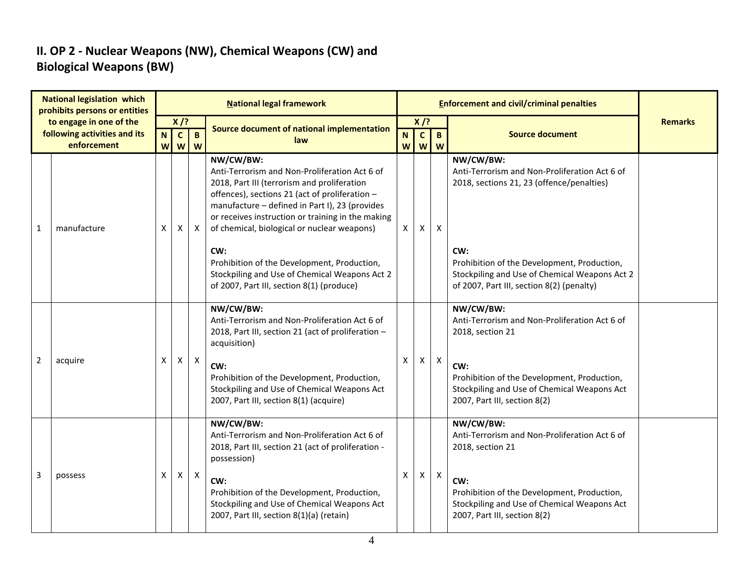## II. OP 2 - Nuclear Weapons (NW), Chemical Weapons (CW) and Biological Weapons (BW)

| National legislation which prohibits persons or entities to engage in one of the following activities and its enforcement | | National legal framework | | | | Enforcement and civil/criminal penalties | | | | Remarks |
|---|---|---|---|---|---|---|---|---|---|---|
| | | X /? | | | Source document of national implementation law | X /? | | | Source document | |
| | | NW | CW | BW | | NW | CW | BW | | |
| 1 | manufacture | X | X | X | **NW/CW/BW:**<br>Anti-Terrorism and Non-Proliferation Act 6 of 2018, Part III (terrorism and proliferation offences), sections 21 (act of proliferation – manufacture – defined in Part I), 23 (provides or receives instruction or training in the making of chemical, biological or nuclear weapons)<br><br>**CW:**<br>Prohibition of the Development, Production, Stockpiling and Use of Chemical Weapons Act 2 of 2007, Part III, section 8(1) (produce) | X | X | X | **NW/CW/BW:**<br>Anti-Terrorism and Non-Proliferation Act 6 of 2018, sections 21, 23 (offence/penalties)<br><br>**CW:**<br>Prohibition of the Development, Production, Stockpiling and Use of Chemical Weapons Act 2 of 2007, Part III, section 8(2) (penalty) | |
| 2 | acquire | X | X | X | **NW/CW/BW:**<br>Anti-Terrorism and Non-Proliferation Act 6 of 2018, Part III, section 21 (act of proliferation – acquisition)<br><br>**CW:**<br>Prohibition of the Development, Production, Stockpiling and Use of Chemical Weapons Act 2007, Part III, section 8(1) (acquire) | X | X | X | **NW/CW/BW:**<br>Anti-Terrorism and Non-Proliferation Act 6 of 2018, section 21<br><br>**CW:**<br>Prohibition of the Development, Production, Stockpiling and Use of Chemical Weapons Act 2007, Part III, section 8(2) | |
| 3 | possess | X | X | X | **NW/CW/BW:**<br>Anti-Terrorism and Non-Proliferation Act 6 of 2018, Part III, section 21 (act of proliferation - possession)<br><br>**CW:**<br>Prohibition of the Development, Production, Stockpiling and Use of Chemical Weapons Act 2007, Part III, section 8(1)(a) (retain) | X | X | X | **NW/CW/BW:**<br>Anti-Terrorism and Non-Proliferation Act 6 of 2018, section 21<br><br>**CW:**<br>Prohibition of the Development, Production, Stockpiling and Use of Chemical Weapons Act 2007, Part III, section 8(2) | |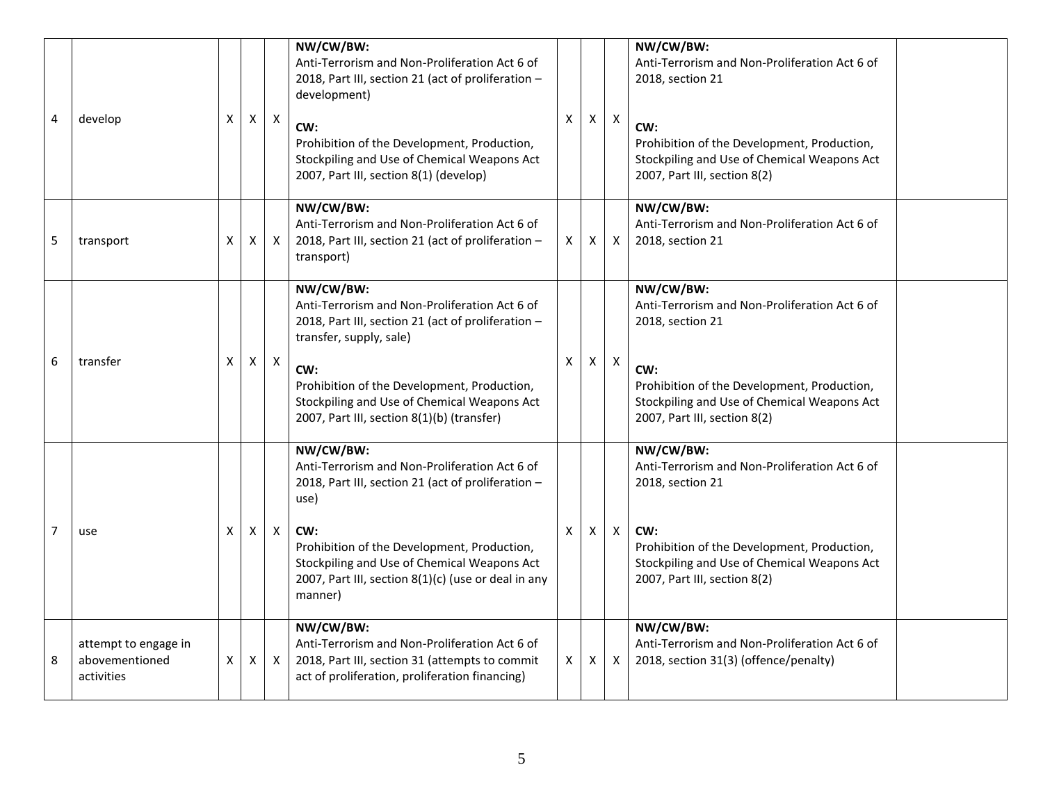| | | | | | | | | | | |
|---|---|---|---|---|---|---|---|---|---|---|
| 4 | develop | X | X | X | **NW/CW/BW:**<br>Anti-Terrorism and Non-Proliferation Act 6 of 2018, Part III, section 21 (act of proliferation – development)<br><br>**CW:**<br>Prohibition of the Development, Production, Stockpiling and Use of Chemical Weapons Act 2007, Part III, section 8(1) (develop) | X | X | X | **NW/CW/BW:**<br>Anti-Terrorism and Non-Proliferation Act 6 of 2018, section 21<br><br>**CW:**<br>Prohibition of the Development, Production, Stockpiling and Use of Chemical Weapons Act 2007, Part III, section 8(2) | |
| 5 | transport | X | X | X | **NW/CW/BW:**<br>Anti-Terrorism and Non-Proliferation Act 6 of 2018, Part III, section 21 (act of proliferation – transport) | X | X | X | **NW/CW/BW:**<br>Anti-Terrorism and Non-Proliferation Act 6 of 2018, section 21 | |
| 6 | transfer | X | X | X | **NW/CW/BW:**<br>Anti-Terrorism and Non-Proliferation Act 6 of 2018, Part III, section 21 (act of proliferation – transfer, supply, sale)<br><br>**CW:**<br>Prohibition of the Development, Production, Stockpiling and Use of Chemical Weapons Act 2007, Part III, section 8(1)(b) (transfer) | X | X | X | **NW/CW/BW:**<br>Anti-Terrorism and Non-Proliferation Act 6 of 2018, section 21<br><br>**CW:**<br>Prohibition of the Development, Production, Stockpiling and Use of Chemical Weapons Act 2007, Part III, section 8(2) | |
| 7 | use | X | X | X | **NW/CW/BW:**<br>Anti-Terrorism and Non-Proliferation Act 6 of 2018, Part III, section 21 (act of proliferation – use)<br><br>**CW:**<br>Prohibition of the Development, Production, Stockpiling and Use of Chemical Weapons Act 2007, Part III, section 8(1)(c) (use or deal in any manner) | X | X | X | **NW/CW/BW:**<br>Anti-Terrorism and Non-Proliferation Act 6 of 2018, section 21<br><br>**CW:**<br>Prohibition of the Development, Production, Stockpiling and Use of Chemical Weapons Act 2007, Part III, section 8(2) | |
| 8 | attempt to engage in abovementioned activities | X | X | X | **NW/CW/BW:**<br>Anti-Terrorism and Non-Proliferation Act 6 of 2018, Part III, section 31 (attempts to commit act of proliferation, proliferation financing) | X | X | X | **NW/CW/BW:**<br>Anti-Terrorism and Non-Proliferation Act 6 of 2018, section 31(3) (offence/penalty) | |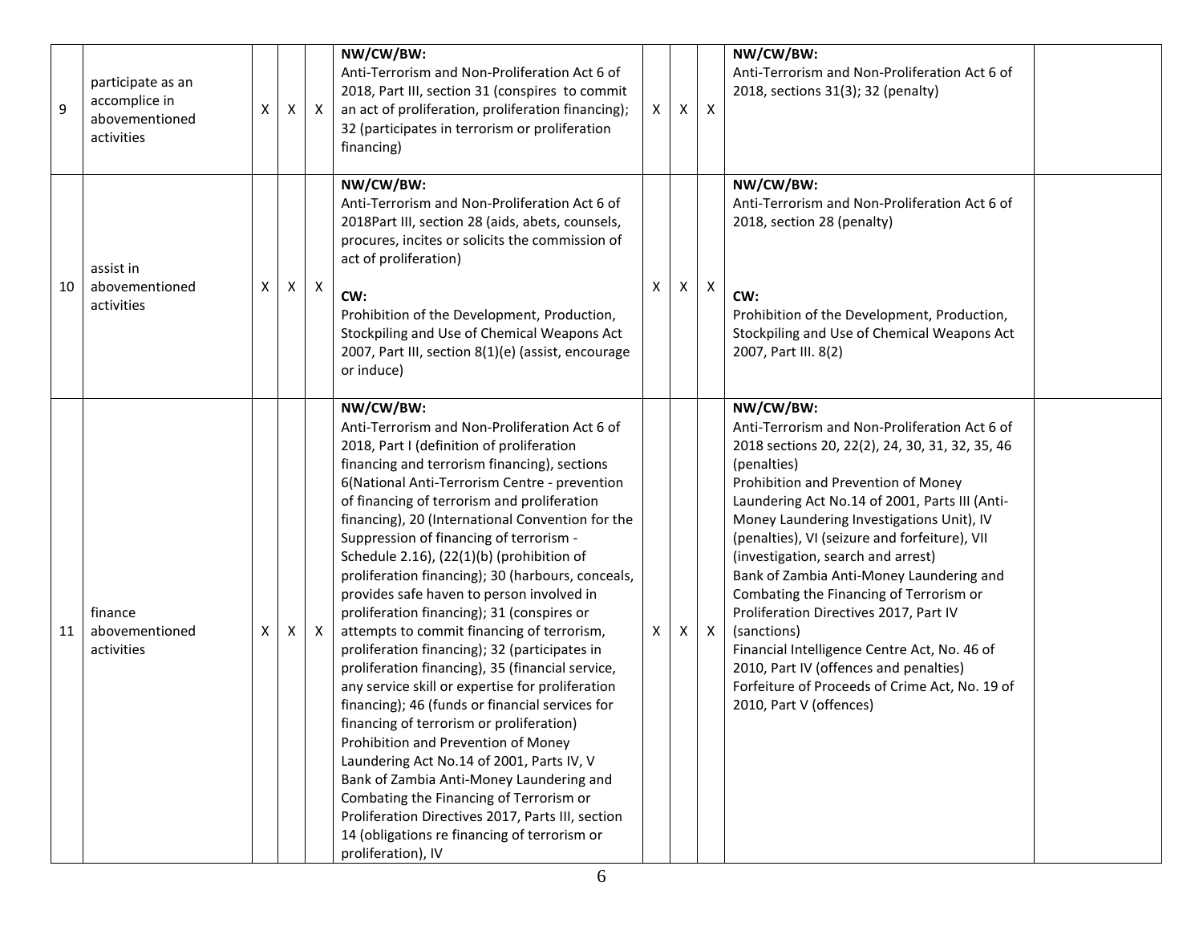| 9 | participate as an accomplice in abovementioned activities | X | X | X | **NW/CW/BW:** Anti-Terrorism and Non-Proliferation Act 6 of 2018, Part III, section 31 (conspires to commit an act of proliferation, proliferation financing); 32 (participates in terrorism or proliferation financing) | X | X | X | **NW/CW/BW:** Anti-Terrorism and Non-Proliferation Act 6 of 2018, sections 31(3); 32 (penalty) | |
|---|---|---|---|---|---|---|---|---|---|---|
| 10 | assist in abovementioned activities | X | X | X | **NW/CW/BW:** Anti-Terrorism and Non-Proliferation Act 6 of 2018Part III, section 28 (aids, abets, counsels, procures, incites or solicits the commission of act of proliferation)<br><br>**CW:** Prohibition of the Development, Production, Stockpiling and Use of Chemical Weapons Act 2007, Part III, section 8(1)(e) (assist, encourage or induce) | X | X | X | **NW/CW/BW:** Anti-Terrorism and Non-Proliferation Act 6 of 2018, section 28 (penalty)<br><br>**CW:** Prohibition of the Development, Production, Stockpiling and Use of Chemical Weapons Act 2007, Part III. 8(2) | |
| 11 | finance abovementioned activities | X | X | X | **NW/CW/BW:** Anti-Terrorism and Non-Proliferation Act 6 of 2018, Part I (definition of proliferation financing and terrorism financing), sections 6(National Anti-Terrorism Centre - prevention of financing of terrorism and proliferation financing), 20 (International Convention for the Suppression of financing of terrorism - Schedule 2.16), (22(1)(b) (prohibition of proliferation financing); 30 (harbours, conceals, provides safe haven to person involved in proliferation financing); 31 (conspires or attempts to commit financing of terrorism, proliferation financing); 32 (participates in proliferation financing), 35 (financial service, any service skill or expertise for proliferation financing); 46 (funds or financial services for financing of terrorism or proliferation)<br>Prohibition and Prevention of Money Laundering Act No.14 of 2001, Parts IV, V<br>Bank of Zambia Anti-Money Laundering and Combating the Financing of Terrorism or Proliferation Directives 2017, Parts III, section 14 (obligations re financing of terrorism or proliferation), IV | X | X | X | **NW/CW/BW:** Anti-Terrorism and Non-Proliferation Act 6 of 2018 sections 20, 22(2), 24, 30, 31, 32, 35, 46 (penalties)<br>Prohibition and Prevention of Money Laundering Act No.14 of 2001, Parts III (Anti-Money Laundering Investigations Unit), IV (penalties), VI (seizure and forfeiture), VII (investigation, search and arrest)<br>Bank of Zambia Anti-Money Laundering and Combating the Financing of Terrorism or Proliferation Directives 2017, Part IV (sanctions)<br>Financial Intelligence Centre Act, No. 46 of 2010, Part IV (offences and penalties)<br>Forfeiture of Proceeds of Crime Act, No. 19 of 2010, Part V (offences) | |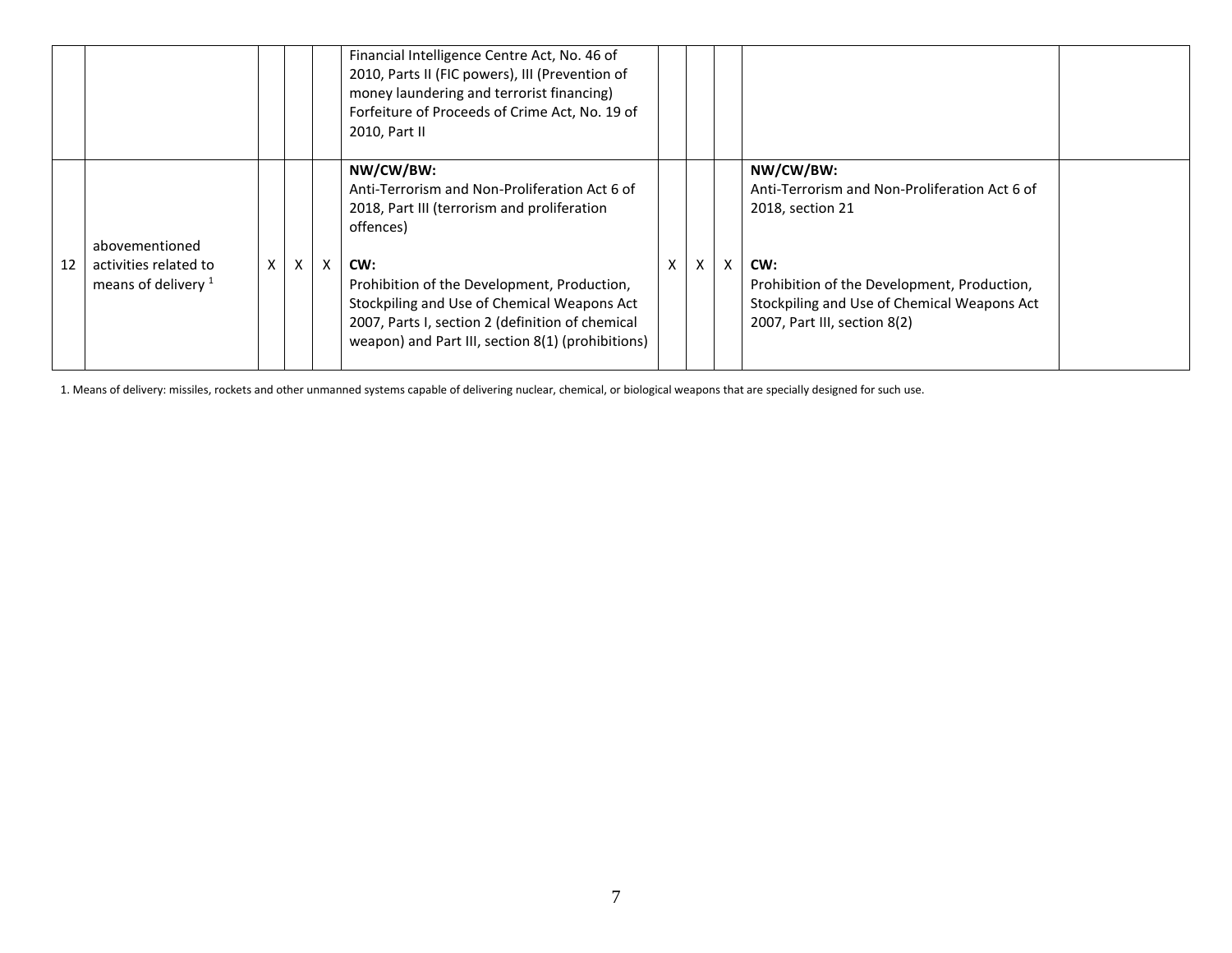| | | | | | | | | | | |
|---|---|---|---|---|---|---|---|---|---|---|
| | | | | | Financial Intelligence Centre Act, No. 46 of 2010, Parts II (FIC powers), III (Prevention of money laundering and terrorist financing) Forfeiture of Proceeds of Crime Act, No. 19 of 2010, Part II | | | | | |
| 12 | abovementioned activities related to means of delivery [1] | X | X | X | **NW/CW/BW:** Anti-Terrorism and Non-Proliferation Act 6 of 2018, Part III (terrorism and proliferation offences) **CW:** Prohibition of the Development, Production, Stockpiling and Use of Chemical Weapons Act 2007, Parts I, section 2 (definition of chemical weapon) and Part III, section 8(1) (prohibitions) | X | X | X | **NW/CW/BW:** Anti-Terrorism and Non-Proliferation Act 6 of 2018, section 21 **CW:** Prohibition of the Development, Production, Stockpiling and Use of Chemical Weapons Act 2007, Part III, section 8(2) | |

1. Means of delivery: missiles, rockets and other unmanned systems capable of delivering nuclear, chemical, or biological weapons that are specially designed for such use.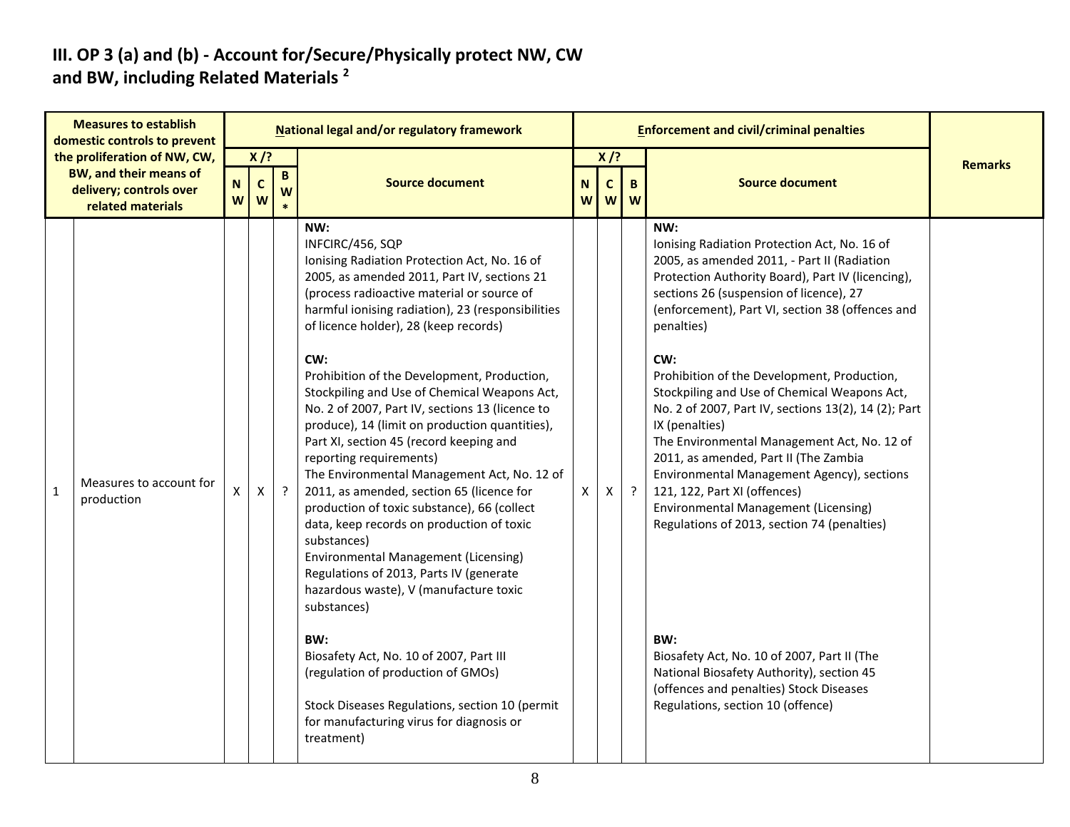# III. OP 3 (a) and (b) - Account for/Secure/Physically protect NW, CW and BW, including Related Materials [2]

| | Measures to establish domestic controls to prevent the proliferation of NW, CW, BW, and their means of delivery; controls over related materials | National legal and/or regulatory framework | | | | Enforcement and civil/criminal penalties | | | | Remarks |
|---|---|---|---|---|---|---|---|---|---|---|
| | | X /? | | | Source document | X /? | | | Source document | |
| | | NW | CW | BW* | | NW | CW | BW | | |
| 1 | Measures to account for production | X | X | ? | **NW:**<br>INFCIRC/456, SQP<br>Ionising Radiation Protection Act, No. 16 of 2005, as amended 2011, Part IV, sections 21 (process radioactive material or source of harmful ionising radiation), 23 (responsibilities of licence holder), 28 (keep records)<br><br>**CW:**<br>Prohibition of the Development, Production, Stockpiling and Use of Chemical Weapons Act, No. 2 of 2007, Part IV, sections 13 (licence to produce), 14 (limit on production quantities), Part XI, section 45 (record keeping and reporting requirements)<br>The Environmental Management Act, No. 12 of 2011, as amended, section 65 (licence for production of toxic substance), 66 (collect data, keep records on production of toxic substances)<br>Environmental Management (Licensing) Regulations of 2013, Parts IV (generate hazardous waste), V (manufacture toxic substances)<br><br>**BW:**<br>Biosafety Act, No. 10 of 2007, Part III (regulation of production of GMOs)<br><br>Stock Diseases Regulations, section 10 (permit for manufacturing virus for diagnosis or treatment) | X | X | ? | **NW:**<br>Ionising Radiation Protection Act, No. 16 of 2005, as amended 2011, - Part II (Radiation Protection Authority Board), Part IV (licencing), sections 26 (suspension of licence), 27 (enforcement), Part VI, section 38 (offences and penalties)<br><br>**CW:**<br>Prohibition of the Development, Production, Stockpiling and Use of Chemical Weapons Act, No. 2 of 2007, Part IV, sections 13(2), 14 (2); Part IX (penalties)<br>The Environmental Management Act, No. 12 of 2011, as amended, Part II (The Zambia Environmental Management Agency), sections 121, 122, Part XI (offences)<br>Environmental Management (Licensing) Regulations of 2013, section 74 (penalties)<br><br>**BW:**<br>Biosafety Act, No. 10 of 2007, Part II (The National Biosafety Authority), section 45 (offences and penalties) Stock Diseases Regulations, section 10 (offence) | |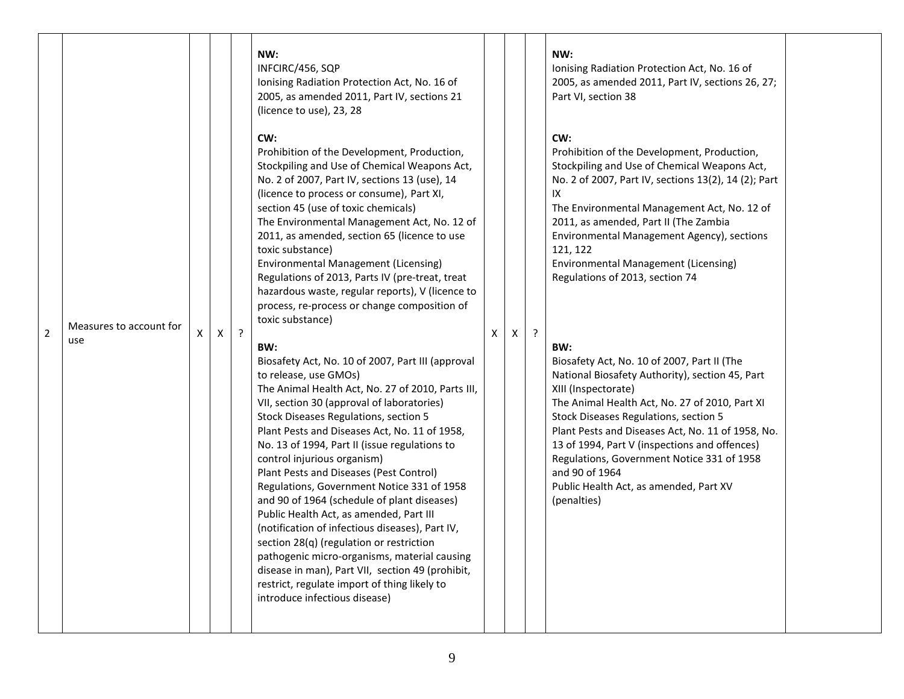| | | | | | | | | | | |
|---|---|---|---|---|---|---|---|---|---|---|
| 2 | Measures to account for use | X | X | ? | **NW:**<br>INFCIRC/456, SQP<br>Ionising Radiation Protection Act, No. 16 of 2005, as amended 2011, Part IV, sections 21 (licence to use), 23, 28<br><br>**CW:**<br>Prohibition of the Development, Production, Stockpiling and Use of Chemical Weapons Act, No. 2 of 2007, Part IV, sections 13 (use), 14 (licence to process or consume), Part XI, section 45 (use of toxic chemicals)<br>The Environmental Management Act, No. 12 of 2011, as amended, section 65 (licence to use toxic substance)<br>Environmental Management (Licensing) Regulations of 2013, Parts IV (pre-treat, treat hazardous waste, regular reports), V (licence to process, re-process or change composition of toxic substance)<br><br>**BW:**<br>Biosafety Act, No. 10 of 2007, Part III (approval to release, use GMOs)<br>The Animal Health Act, No. 27 of 2010, Parts III, VII, section 30 (approval of laboratories)<br>Stock Diseases Regulations, section 5<br>Plant Pests and Diseases Act, No. 11 of 1958, No. 13 of 1994, Part II (issue regulations to control injurious organism)<br>Plant Pests and Diseases (Pest Control) Regulations, Government Notice 331 of 1958 and 90 of 1964 (schedule of plant diseases)<br>Public Health Act, as amended, Part III (notification of infectious diseases), Part IV, section 28(q) (regulation or restriction pathogenic micro-organisms, material causing disease in man), Part VII, section 49 (prohibit, restrict, regulate import of thing likely to introduce infectious disease) | X | X | ? | **NW:**<br>Ionising Radiation Protection Act, No. 16 of 2005, as amended 2011, Part IV, sections 26, 27; Part VI, section 38<br><br>**CW:**<br>Prohibition of the Development, Production, Stockpiling and Use of Chemical Weapons Act, No. 2 of 2007, Part IV, sections 13(2), 14 (2); Part IX<br>The Environmental Management Act, No. 12 of 2011, as amended, Part II (The Zambia Environmental Management Agency), sections 121, 122<br>Environmental Management (Licensing) Regulations of 2013, section 74<br><br>**BW:**<br>Biosafety Act, No. 10 of 2007, Part II (The National Biosafety Authority), section 45, Part XIII (Inspectorate)<br>The Animal Health Act, No. 27 of 2010, Part XI<br>Stock Diseases Regulations, section 5<br>Plant Pests and Diseases Act, No. 11 of 1958, No. 13 of 1994, Part V (inspections and offences)<br>Regulations, Government Notice 331 of 1958 and 90 of 1964<br>Public Health Act, as amended, Part XV (penalties) | |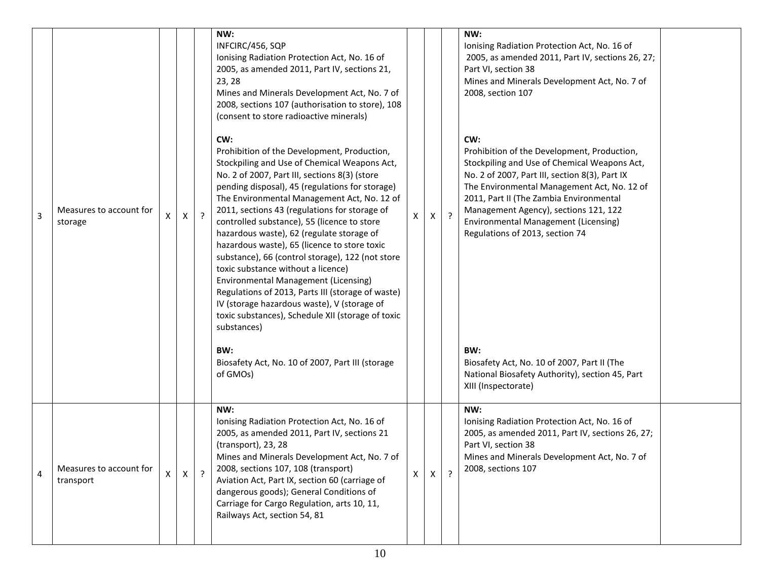| 3 | Measures to account for storage | X | X | ? | **NW:**<br>INFCIRC/456, SQP<br>Ionising Radiation Protection Act, No. 16 of 2005, as amended 2011, Part IV, sections 21, 23, 28<br>Mines and Minerals Development Act, No. 7 of 2008, sections 107 (authorisation to store), 108 (consent to store radioactive minerals)<br><br>**CW:**<br>Prohibition of the Development, Production, Stockpiling and Use of Chemical Weapons Act, No. 2 of 2007, Part III, sections 8(3) (store pending disposal), 45 (regulations for storage)<br>The Environmental Management Act, No. 12 of 2011, sections 43 (regulations for storage of controlled substance), 55 (licence to store hazardous waste), 62 (regulate storage of hazardous waste), 65 (licence to store toxic substance), 66 (control storage), 122 (not store toxic substance without a licence)<br>Environmental Management (Licensing) Regulations of 2013, Parts III (storage of waste) IV (storage hazardous waste), V (storage of toxic substances), Schedule XII (storage of toxic substances)<br><br>**BW:**<br>Biosafety Act, No. 10 of 2007, Part III (storage of GMOs) | X | X | ? | **NW:**<br>Ionising Radiation Protection Act, No. 16 of 2005, as amended 2011, Part IV, sections 26, 27; Part VI, section 38<br>Mines and Minerals Development Act, No. 7 of 2008, section 107<br><br>**CW:**<br>Prohibition of the Development, Production, Stockpiling and Use of Chemical Weapons Act, No. 2 of 2007, Part III, section 8(3), Part IX<br>The Environmental Management Act, No. 12 of 2011, Part II (The Zambia Environmental Management Agency), sections 121, 122<br>Environmental Management (Licensing) Regulations of 2013, section 74<br><br>**BW:**<br>Biosafety Act, No. 10 of 2007, Part II (The National Biosafety Authority), section 45, Part XIII (Inspectorate) | |
|---|---|---|---|---|---|---|---|---|---|---|
| 4 | Measures to account for transport | X | X | ? | **NW:**<br>Ionising Radiation Protection Act, No. 16 of 2005, as amended 2011, Part IV, sections 21 (transport), 23, 28<br>Mines and Minerals Development Act, No. 7 of 2008, sections 107, 108 (transport)<br>Aviation Act, Part IX, section 60 (carriage of dangerous goods); General Conditions of Carriage for Cargo Regulation, arts 10, 11,<br>Railways Act, section 54, 81 | X | X | ? | **NW:**<br>Ionising Radiation Protection Act, No. 16 of 2005, as amended 2011, Part IV, sections 26, 27; Part VI, section 38<br>Mines and Minerals Development Act, No. 7 of 2008, sections 107 | |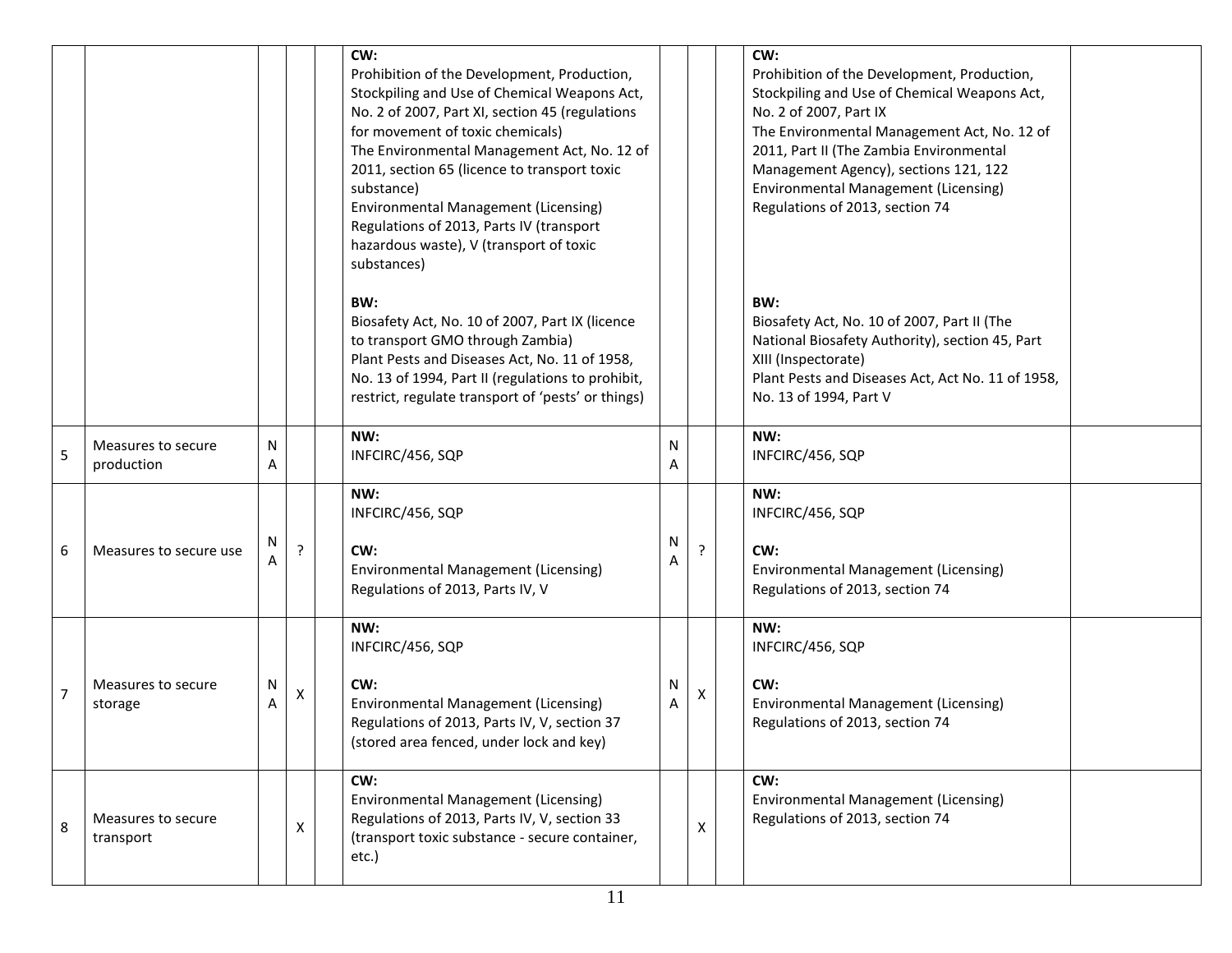| | | | | | | | | | | |
|---|---|---|---|---|---|---|---|---|---|---|
| | | | | | **CW:**<br>Prohibition of the Development, Production, Stockpiling and Use of Chemical Weapons Act, No. 2 of 2007, Part XI, section 45 (regulations for movement of toxic chemicals)<br>The Environmental Management Act, No. 12 of 2011, section 65 (licence to transport toxic substance)<br>Environmental Management (Licensing) Regulations of 2013, Parts IV (transport hazardous waste), V (transport of toxic substances)<br><br>**BW:**<br>Biosafety Act, No. 10 of 2007, Part IX (licence to transport GMO through Zambia)<br>Plant Pests and Diseases Act, No. 11 of 1958, No. 13 of 1994, Part II (regulations to prohibit, restrict, regulate transport of 'pests' or things) | | | | **CW:**<br>Prohibition of the Development, Production, Stockpiling and Use of Chemical Weapons Act, No. 2 of 2007, Part IX<br>The Environmental Management Act, No. 12 of 2011, Part II (The Zambia Environmental Management Agency), sections 121, 122<br>Environmental Management (Licensing) Regulations of 2013, section 74<br><br>**BW:**<br>Biosafety Act, No. 10 of 2007, Part II (The National Biosafety Authority), section 45, Part XIII (Inspectorate)<br>Plant Pests and Diseases Act, Act No. 11 of 1958, No. 13 of 1994, Part V | |
| 5 | Measures to secure production | NA | | | **NW:**<br>INFCIRC/456, SQP | NA | | | **NW:**<br>INFCIRC/456, SQP | |
| 6 | Measures to secure use | NA | ? | | **NW:**<br>INFCIRC/456, SQP<br><br>**CW:**<br>Environmental Management (Licensing) Regulations of 2013, Parts IV, V | NA | ? | | **NW:**<br>INFCIRC/456, SQP<br><br>**CW:**<br>Environmental Management (Licensing) Regulations of 2013, section 74 | |
| 7 | Measures to secure storage | NA | X | | **NW:**<br>INFCIRC/456, SQP<br><br>**CW:**<br>Environmental Management (Licensing) Regulations of 2013, Parts IV, V, section 37 (stored area fenced, under lock and key) | NA | X | | **NW:**<br>INFCIRC/456, SQP<br><br>**CW:**<br>Environmental Management (Licensing) Regulations of 2013, section 74 | |
| 8 | Measures to secure transport | | X | | **CW:**<br>Environmental Management (Licensing) Regulations of 2013, Parts IV, V, section 33 (transport toxic substance - secure container, etc.) | | X | | **CW:**<br>Environmental Management (Licensing) Regulations of 2013, section 74 | |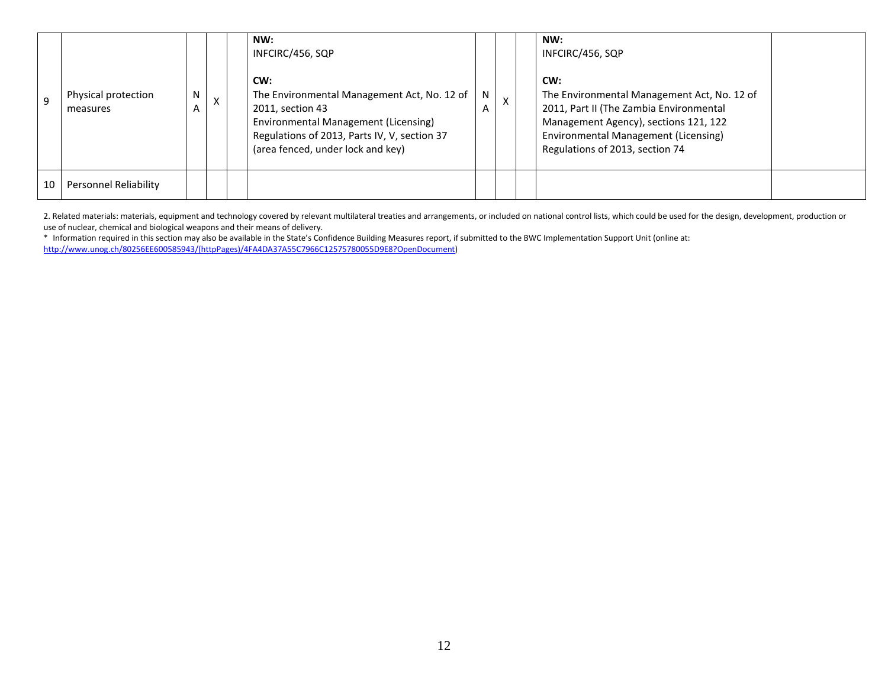| | | | | | | | | | | |
|---|---|---|---|---|---|---|---|---|---|---|
| 9 | Physical protection measures | NA | X | | **NW:**<br>INFCIRC/456, SQP<br><br>**CW:**<br>The Environmental Management Act, No. 12 of 2011, section 43<br>Environmental Management (Licensing) Regulations of 2013, Parts IV, V, section 37 (area fenced, under lock and key) | NA | X | | **NW:**<br>INFCIRC/456, SQP<br><br>**CW:**<br>The Environmental Management Act, No. 12 of 2011, Part II (The Zambia Environmental Management Agency), sections 121, 122<br>Environmental Management (Licensing) Regulations of 2013, section 74 | |
| 10 | Personnel Reliability | | | | | | | | | |

2. Related materials: materials, equipment and technology covered by relevant multilateral treaties and arrangements, or included on national control lists, which could be used for the design, development, production or use of nuclear, chemical and biological weapons and their means of delivery.

* Information required in this section may also be available in the State's Confidence Building Measures report, if submitted to the BWC Implementation Support Unit (online at: http://www.unog.ch/80256EE600585943/(httpPages)/4FA4DA37A55C7966C12575780055D9E8?OpenDocument)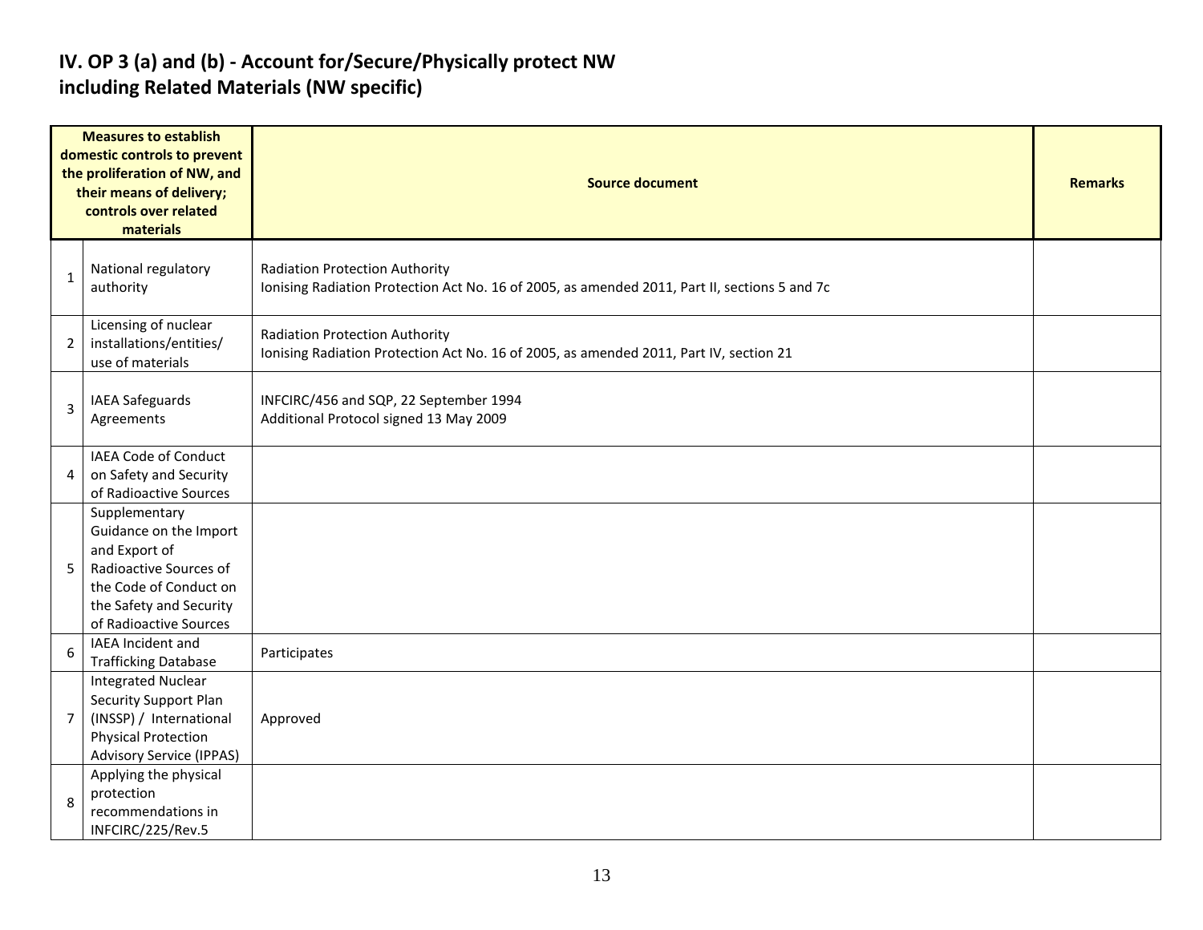# IV. OP 3 (a) and (b) - Account for/Secure/Physically protect NW including Related Materials (NW specific)

| | Measures to establish domestic controls to prevent the proliferation of NW, and their means of delivery; controls over related materials | Source document | Remarks |
|---|---|---|---|
| 1 | National regulatory authority | Radiation Protection Authority<br>Ionising Radiation Protection Act No. 16 of 2005, as amended 2011, Part II, sections 5 and 7c | |
| 2 | Licensing of nuclear installations/entities/ use of materials | Radiation Protection Authority<br>Ionising Radiation Protection Act No. 16 of 2005, as amended 2011, Part IV, section 21 | |
| 3 | IAEA Safeguards Agreements | INFCIRC/456 and SQP, 22 September 1994<br>Additional Protocol signed 13 May 2009 | |
| 4 | IAEA Code of Conduct on Safety and Security of Radioactive Sources | | |
| 5 | Supplementary Guidance on the Import and Export of Radioactive Sources of the Code of Conduct on the Safety and Security of Radioactive Sources | | |
| 6 | IAEA Incident and Trafficking Database | Participates | |
| 7 | Integrated Nuclear Security Support Plan (INSSP) / International Physical Protection Advisory Service (IPPAS) | Approved | |
| 8 | Applying the physical protection recommendations in INFCIRC/225/Rev.5 | | |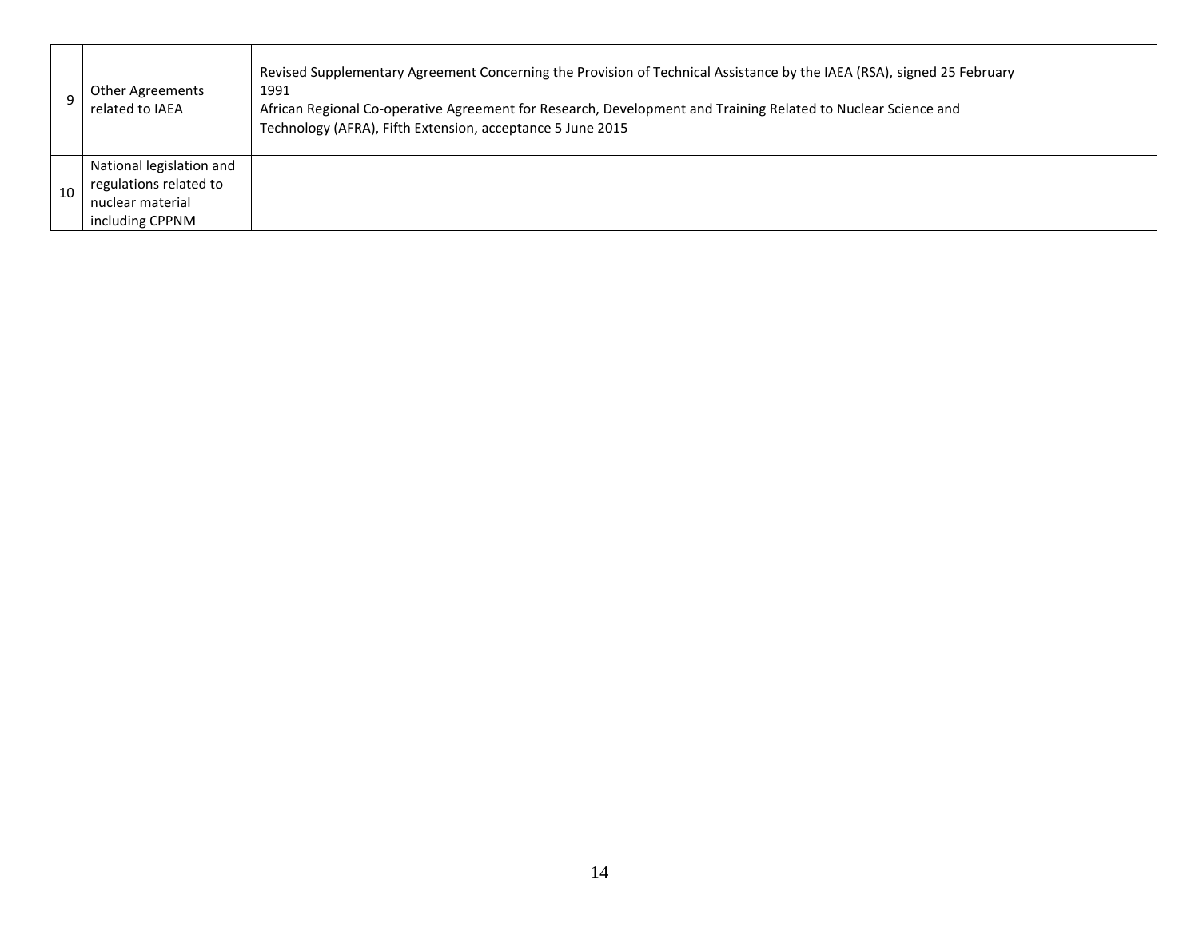| | | | |
|---|---|---|---|
| 9 | Other Agreements related to IAEA | Revised Supplementary Agreement Concerning the Provision of Technical Assistance by the IAEA (RSA), signed 25 February 1991<br>African Regional Co-operative Agreement for Research, Development and Training Related to Nuclear Science and Technology (AFRA), Fifth Extension, acceptance 5 June 2015 | |
| 10 | National legislation and regulations related to nuclear material including CPPNM | | |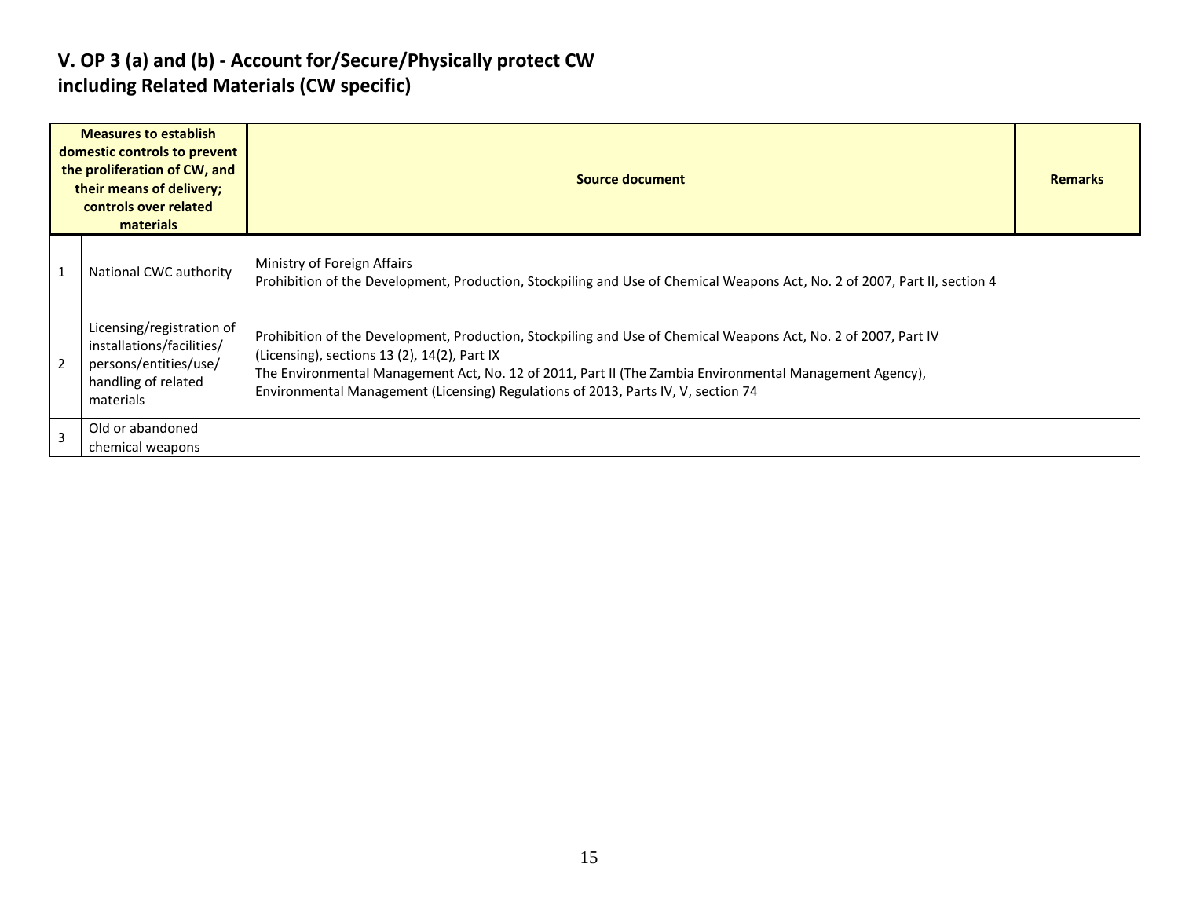## V. OP 3 (a) and (b) - Account for/Secure/Physically protect CW including Related Materials (CW specific)

| Measures to establish domestic controls to prevent the proliferation of CW, and their means of delivery; controls over related materials | | Source document | Remarks |
|---|---|---|---|
| 1 | National CWC authority | Ministry of Foreign Affairs<br>Prohibition of the Development, Production, Stockpiling and Use of Chemical Weapons Act, No. 2 of 2007, Part II, section 4 | |
| 2 | Licensing/registration of installations/facilities/ persons/entities/use/ handling of related materials | Prohibition of the Development, Production, Stockpiling and Use of Chemical Weapons Act, No. 2 of 2007, Part IV (Licensing), sections 13 (2), 14(2), Part IX<br>The Environmental Management Act, No. 12 of 2011, Part II (The Zambia Environmental Management Agency), Environmental Management (Licensing) Regulations of 2013, Parts IV, V, section 74 | |
| 3 | Old or abandoned chemical weapons | | |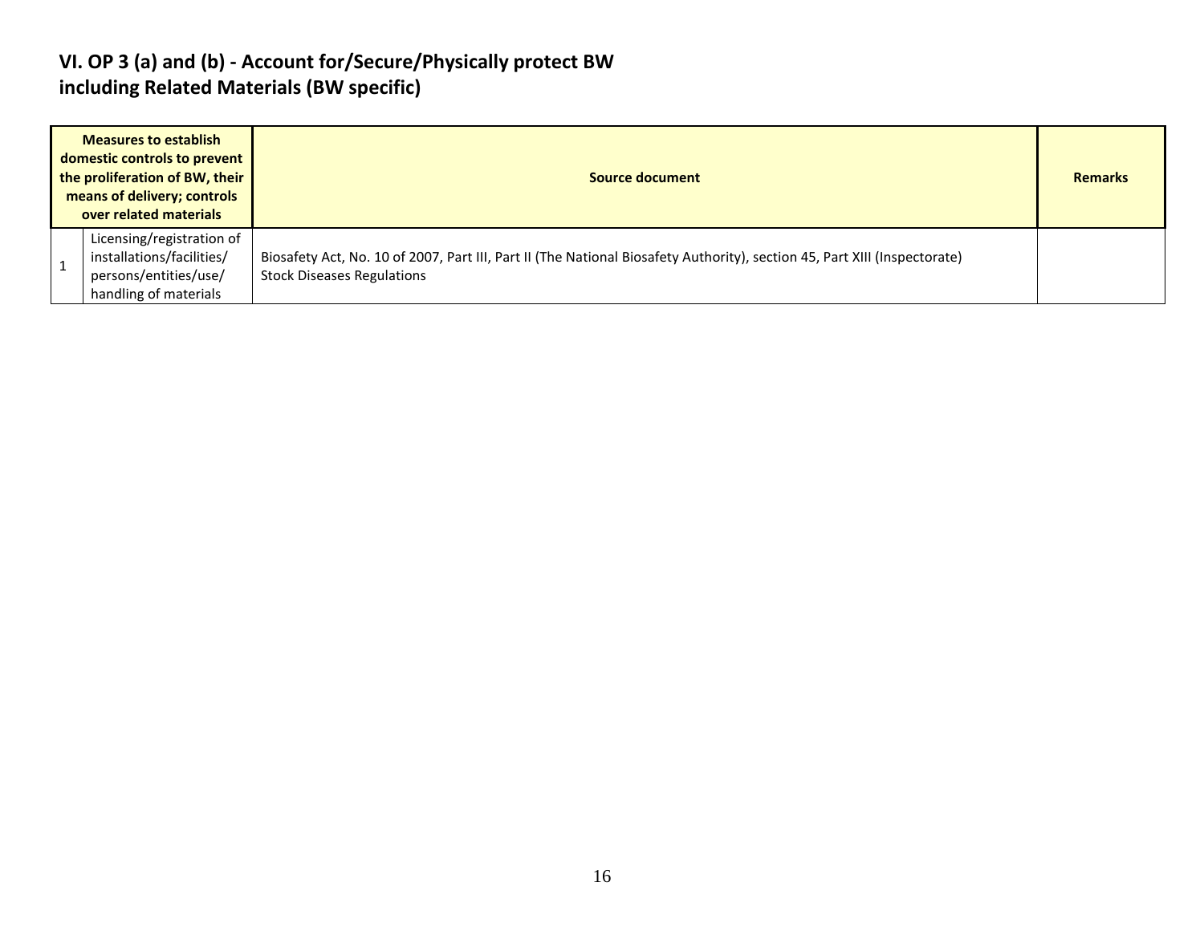# VI. OP 3 (a) and (b) - Account for/Secure/Physically protect BW including Related Materials (BW specific)

| Measures to establish domestic controls to prevent the proliferation of BW, their means of delivery; controls over related materials | | Source document | Remarks |
|---|---|---|---|
| 1 | Licensing/registration of installations/facilities/ persons/entities/use/ handling of materials | Biosafety Act, No. 10 of 2007, Part III, Part II (The National Biosafety Authority), section 45, Part XIII (Inspectorate)<br>Stock Diseases Regulations | |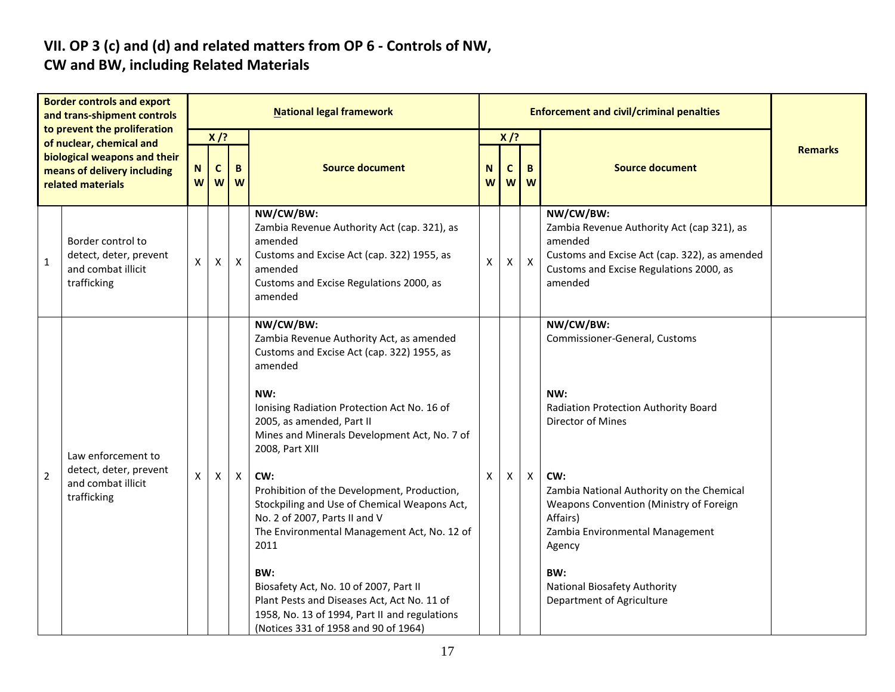## VII. OP 3 (c) and (d) and related matters from OP 6 - Controls of NW, CW and BW, including Related Materials

| | Border controls and export and trans-shipment controls to prevent the proliferation of nuclear, chemical and biological weapons and their means of delivery including related materials | National legal framework | | | | Enforcement and civil/criminal penalties | | | | Remarks |
|---|---|---|---|---|---|---|---|---|---|---|
| | | X /? | | | Source document | X /? | | | Source document | |
| | | NW | CW | BW | | NW | CW | BW | | |
| 1 | Border control to detect, deter, prevent and combat illicit trafficking | X | X | X | **NW/CW/BW:**<br>Zambia Revenue Authority Act (cap. 321), as amended<br>Customs and Excise Act (cap. 322) 1955, as amended<br>Customs and Excise Regulations 2000, as amended | X | X | X | **NW/CW/BW:**<br>Zambia Revenue Authority Act (cap 321), as amended<br>Customs and Excise Act (cap. 322), as amended<br>Customs and Excise Regulations 2000, as amended | |
| 2 | Law enforcement to detect, deter, prevent and combat illicit trafficking | X | X | X | **NW/CW/BW:**<br>Zambia Revenue Authority Act, as amended<br>Customs and Excise Act (cap. 322) 1955, as amended<br><br>**NW:**<br>Ionising Radiation Protection Act No. 16 of 2005, as amended, Part II<br>Mines and Minerals Development Act, No. 7 of 2008, Part XIII<br><br>**CW:**<br>Prohibition of the Development, Production, Stockpiling and Use of Chemical Weapons Act, No. 2 of 2007, Parts II and V<br>The Environmental Management Act, No. 12 of 2011<br><br>**BW:**<br>Biosafety Act, No. 10 of 2007, Part II<br>Plant Pests and Diseases Act, Act No. 11 of 1958, No. 13 of 1994, Part II and regulations (Notices 331 of 1958 and 90 of 1964) | X | X | X | **NW/CW/BW:**<br>Commissioner-General, Customs<br><br>**NW:**<br>Radiation Protection Authority Board<br>Director of Mines<br><br>**CW:**<br>Zambia National Authority on the Chemical Weapons Convention (Ministry of Foreign Affairs)<br>Zambia Environmental Management Agency<br><br>**BW:**<br>National Biosafety Authority<br>Department of Agriculture | |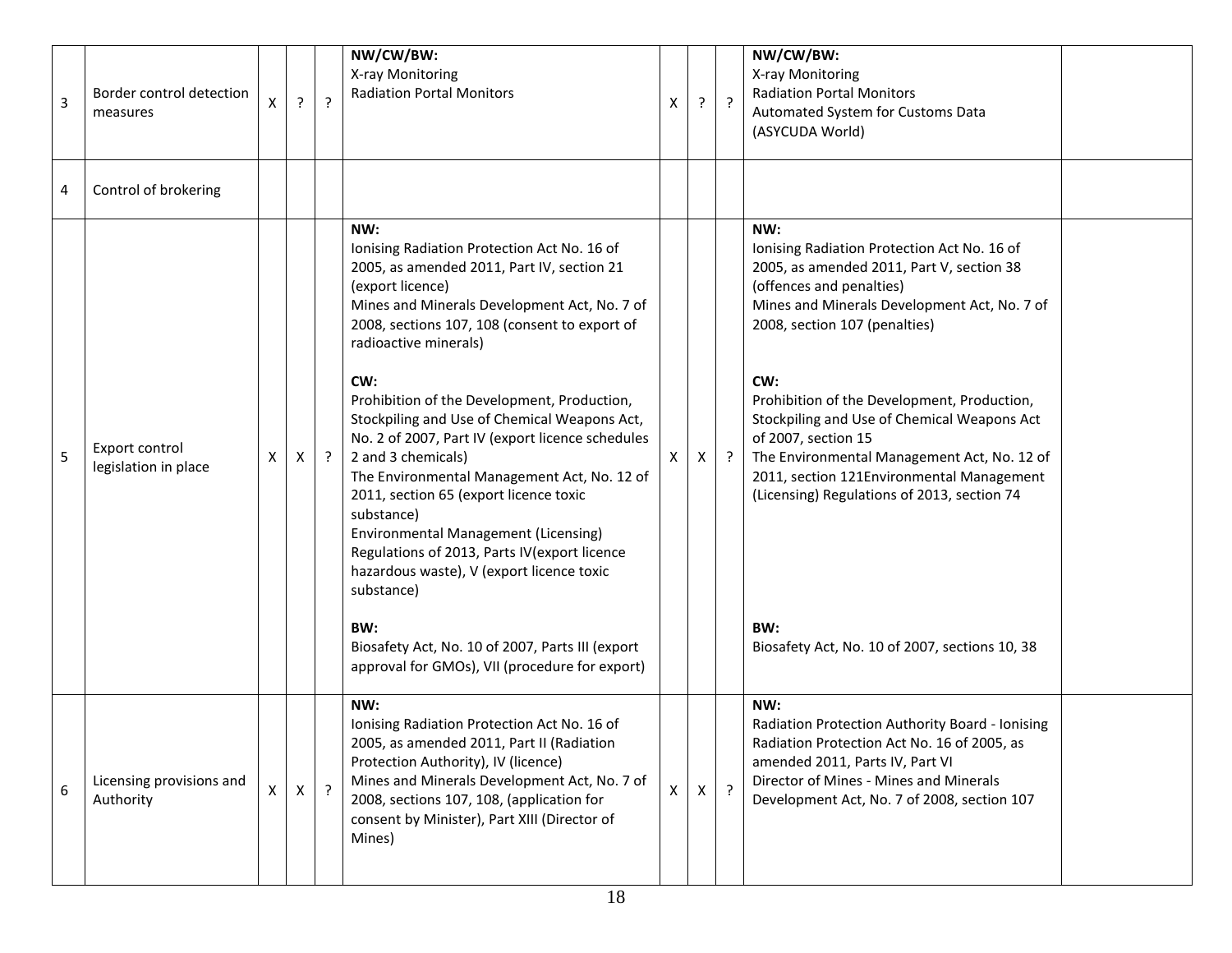| 3 | Border control detection measures | X | ? | ? | **NW/CW/BW:**<br>X-ray Monitoring<br>Radiation Portal Monitors | X | ? | ? | **NW/CW/BW:**<br>X-ray Monitoring<br>Radiation Portal Monitors<br>Automated System for Customs Data (ASYCUDA World) | |
|---|---|---|---|---|---|---|---|---|---|---|
| 4 | Control of brokering | | | | | | | | | |
| 5 | Export control legislation in place | X | X | ? | **NW:**<br>Ionising Radiation Protection Act No. 16 of 2005, as amended 2011, Part IV, section 21 (export licence)<br>Mines and Minerals Development Act, No. 7 of 2008, sections 107, 108 (consent to export of radioactive minerals)<br><br>**CW:**<br>Prohibition of the Development, Production, Stockpiling and Use of Chemical Weapons Act, No. 2 of 2007, Part IV (export licence schedules 2 and 3 chemicals)<br>The Environmental Management Act, No. 12 of 2011, section 65 (export licence toxic substance)<br>Environmental Management (Licensing) Regulations of 2013, Parts IV(export licence hazardous waste), V (export licence toxic substance)<br><br>**BW:**<br>Biosafety Act, No. 10 of 2007, Parts III (export approval for GMOs), VII (procedure for export) | X | X | ? | **NW:**<br>Ionising Radiation Protection Act No. 16 of 2005, as amended 2011, Part V, section 38 (offences and penalties)<br>Mines and Minerals Development Act, No. 7 of 2008, section 107 (penalties)<br><br>**CW:**<br>Prohibition of the Development, Production, Stockpiling and Use of Chemical Weapons Act of 2007, section 15<br>The Environmental Management Act, No. 12 of 2011, section 121Environmental Management (Licensing) Regulations of 2013, section 74<br><br>**BW:**<br>Biosafety Act, No. 10 of 2007, sections 10, 38 | |
| 6 | Licensing provisions and Authority | X | X | ? | **NW:**<br>Ionising Radiation Protection Act No. 16 of 2005, as amended 2011, Part II (Radiation Protection Authority), IV (licence)<br>Mines and Minerals Development Act, No. 7 of 2008, sections 107, 108, (application for consent by Minister), Part XIII (Director of Mines) | X | X | ? | **NW:**<br>Radiation Protection Authority Board - Ionising Radiation Protection Act No. 16 of 2005, as amended 2011, Parts IV, Part VI<br>Director of Mines - Mines and Minerals Development Act, No. 7 of 2008, section 107 | |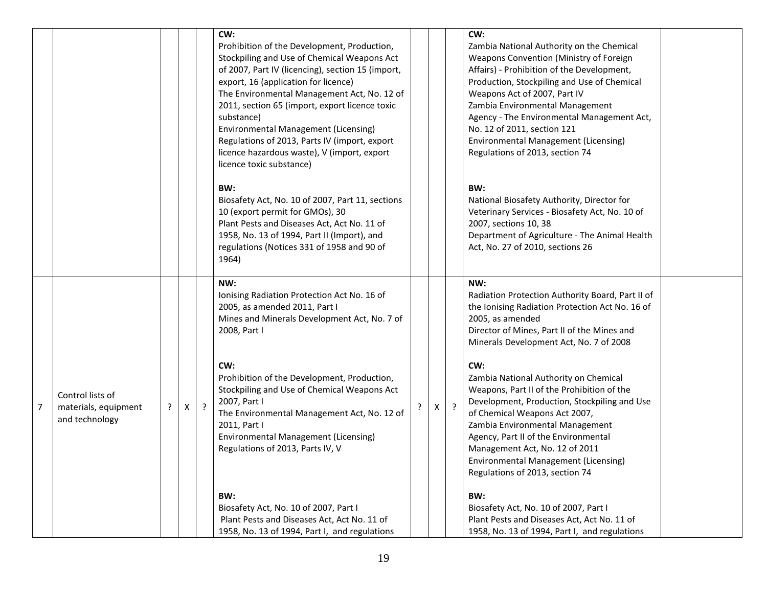| | | | | | | | | | | |
|---|---|---|---|---|---|---|---|---|---|---|
| | | | | | **CW:**<br>Prohibition of the Development, Production, Stockpiling and Use of Chemical Weapons Act of 2007, Part IV (licencing), section 15 (import, export, 16 (application for licence)<br>The Environmental Management Act, No. 12 of 2011, section 65 (import, export licence toxic substance)<br>Environmental Management (Licensing) Regulations of 2013, Parts IV (import, export licence hazardous waste), V (import, export licence toxic substance)<br><br>**BW:**<br>Biosafety Act, No. 10 of 2007, Part 11, sections 10 (export permit for GMOs), 30<br>Plant Pests and Diseases Act, Act No. 11 of 1958, No. 13 of 1994, Part II (Import), and regulations (Notices 331 of 1958 and 90 of 1964) | | | | **CW:**<br>Zambia National Authority on the Chemical Weapons Convention (Ministry of Foreign Affairs) - Prohibition of the Development, Production, Stockpiling and Use of Chemical Weapons Act of 2007, Part IV<br>Zambia Environmental Management Agency - The Environmental Management Act, No. 12 of 2011, section 121<br>Environmental Management (Licensing) Regulations of 2013, section 74<br><br>**BW:**<br>National Biosafety Authority, Director for Veterinary Services - Biosafety Act, No. 10 of 2007, sections 10, 38<br>Department of Agriculture - The Animal Health Act, No. 27 of 2010, sections 26 | |
| 7 | Control lists of materials, equipment and technology | ? | X | ? | **NW:**<br>Ionising Radiation Protection Act No. 16 of 2005, as amended 2011, Part I<br>Mines and Minerals Development Act, No. 7 of 2008, Part I<br><br>**CW:**<br>Prohibition of the Development, Production, Stockpiling and Use of Chemical Weapons Act 2007, Part I<br>The Environmental Management Act, No. 12 of 2011, Part I<br>Environmental Management (Licensing) Regulations of 2013, Parts IV, V<br><br>**BW:**<br>Biosafety Act, No. 10 of 2007, Part I<br>Plant Pests and Diseases Act, Act No. 11 of 1958, No. 13 of 1994, Part I, and regulations | ? | X | ? | **NW:**<br>Radiation Protection Authority Board, Part II of the Ionising Radiation Protection Act No. 16 of 2005, as amended<br>Director of Mines, Part II of the Mines and Minerals Development Act, No. 7 of 2008<br><br>**CW:**<br>Zambia National Authority on Chemical Weapons, Part II of the Prohibition of the Development, Production, Stockpiling and Use of Chemical Weapons Act 2007,<br>Zambia Environmental Management Agency, Part II of the Environmental Management Act, No. 12 of 2011<br>Environmental Management (Licensing) Regulations of 2013, section 74<br><br>**BW:**<br>Biosafety Act, No. 10 of 2007, Part I<br>Plant Pests and Diseases Act, Act No. 11 of 1958, No. 13 of 1994, Part I, and regulations | |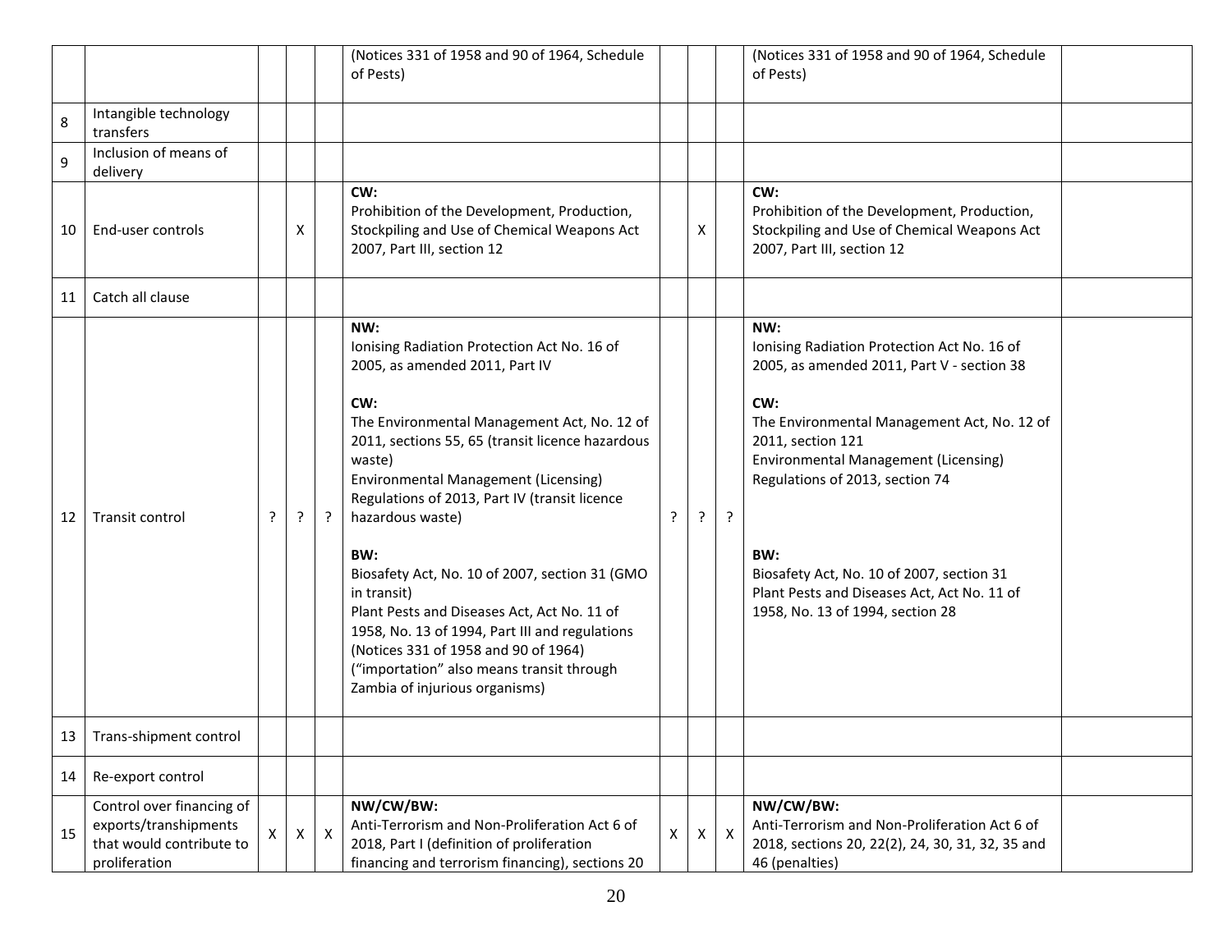| | | | | | | | | | | |
|---|---|---|---|---|---|---|---|---|---|---|
| | | | | | (Notices 331 of 1958 and 90 of 1964, Schedule of Pests) | | | | (Notices 331 of 1958 and 90 of 1964, Schedule of Pests) | |
| 8 | Intangible technology transfers | | | | | | | | | |
| 9 | Inclusion of means of delivery | | | | | | | | | |
| 10 | End-user controls | | X | | **CW:**<br>Prohibition of the Development, Production, Stockpiling and Use of Chemical Weapons Act 2007, Part III, section 12 | | X | | **CW:**<br>Prohibition of the Development, Production, Stockpiling and Use of Chemical Weapons Act 2007, Part III, section 12 | |
| 11 | Catch all clause | | | | | | | | | |
| 12 | Transit control | ? | ? | ? | **NW:**<br>Ionising Radiation Protection Act No. 16 of 2005, as amended 2011, Part IV<br><br>**CW:**<br>The Environmental Management Act, No. 12 of 2011, sections 55, 65 (transit licence hazardous waste)<br>Environmental Management (Licensing) Regulations of 2013, Part IV (transit licence hazardous waste)<br><br>**BW:**<br>Biosafety Act, No. 10 of 2007, section 31 (GMO in transit)<br>Plant Pests and Diseases Act, Act No. 11 of 1958, No. 13 of 1994, Part III and regulations (Notices 331 of 1958 and 90 of 1964) ("importation" also means transit through Zambia of injurious organisms) | ? | ? | ? | **NW:**<br>Ionising Radiation Protection Act No. 16 of 2005, as amended 2011, Part V - section 38<br><br>**CW:**<br>The Environmental Management Act, No. 12 of 2011, section 121<br>Environmental Management (Licensing) Regulations of 2013, section 74<br><br>**BW:**<br>Biosafety Act, No. 10 of 2007, section 31<br>Plant Pests and Diseases Act, Act No. 11 of 1958, No. 13 of 1994, section 28 | |
| 13 | Trans-shipment control | | | | | | | | | |
| 14 | Re-export control | | | | | | | | | |
| 15 | Control over financing of exports/transhipments that would contribute to proliferation | X | X | X | **NW/CW/BW:**<br>Anti-Terrorism and Non-Proliferation Act 6 of 2018, Part I (definition of proliferation financing and terrorism financing), sections 20 | X | X | X | **NW/CW/BW:**<br>Anti-Terrorism and Non-Proliferation Act 6 of 2018, sections 20, 22(2), 24, 30, 31, 32, 35 and 46 (penalties) | |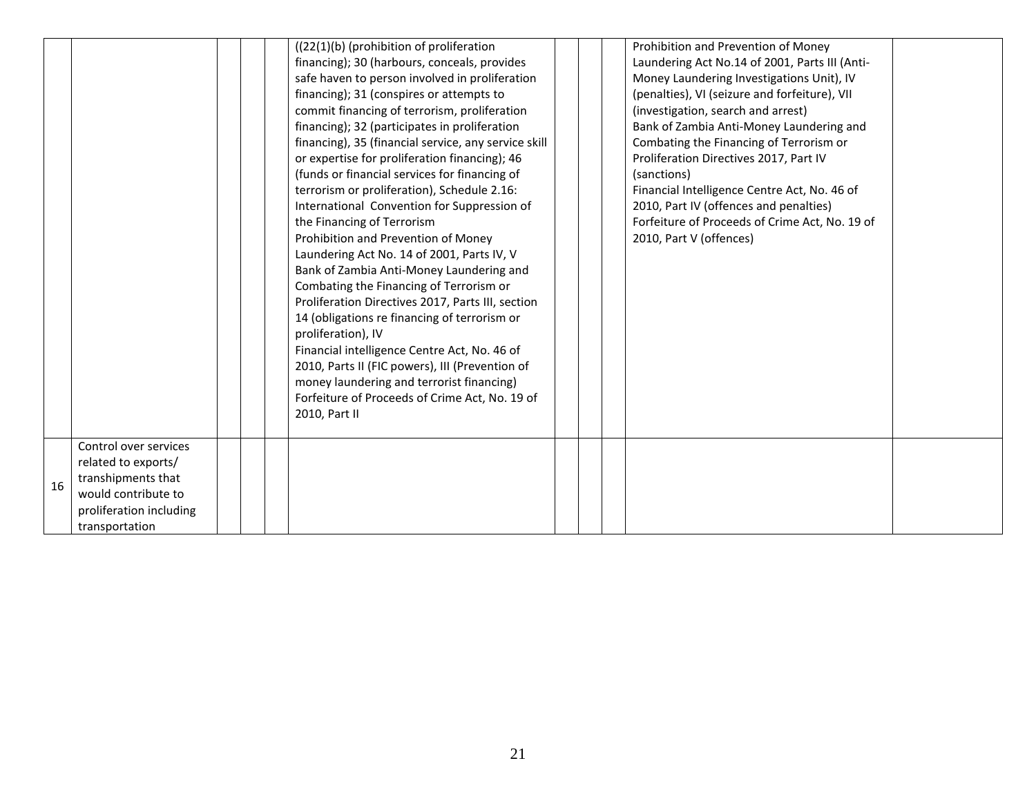| | | | | | | | | | | |
|---|---|---|---|---|---|---|---|---|---|---|
| | | | | | ((22(1)(b) (prohibition of proliferation financing); 30 (harbours, conceals, provides safe haven to person involved in proliferation financing); 31 (conspires or attempts to commit financing of terrorism, proliferation financing); 32 (participates in proliferation financing), 35 (financial service, any service skill or expertise for proliferation financing); 46 (funds or financial services for financing of terrorism or proliferation), Schedule 2.16: International Convention for Suppression of the Financing of Terrorism<br>Prohibition and Prevention of Money Laundering Act No. 14 of 2001, Parts IV, V<br>Bank of Zambia Anti-Money Laundering and Combating the Financing of Terrorism or Proliferation Directives 2017, Parts III, section 14 (obligations re financing of terrorism or proliferation), IV<br>Financial intelligence Centre Act, No. 46 of 2010, Parts II (FIC powers), III (Prevention of money laundering and terrorist financing)<br>Forfeiture of Proceeds of Crime Act, No. 19 of 2010, Part II | | | | Prohibition and Prevention of Money Laundering Act No.14 of 2001, Parts III (Anti-Money Laundering Investigations Unit), IV (penalties), VI (seizure and forfeiture), VII (investigation, search and arrest)<br>Bank of Zambia Anti-Money Laundering and Combating the Financing of Terrorism or Proliferation Directives 2017, Part IV (sanctions)<br>Financial Intelligence Centre Act, No. 46 of 2010, Part IV (offences and penalties)<br>Forfeiture of Proceeds of Crime Act, No. 19 of 2010, Part V (offences) | |
| 16 | Control over services related to exports/ transhipments that would contribute to proliferation including transportation | | | | | | | | | |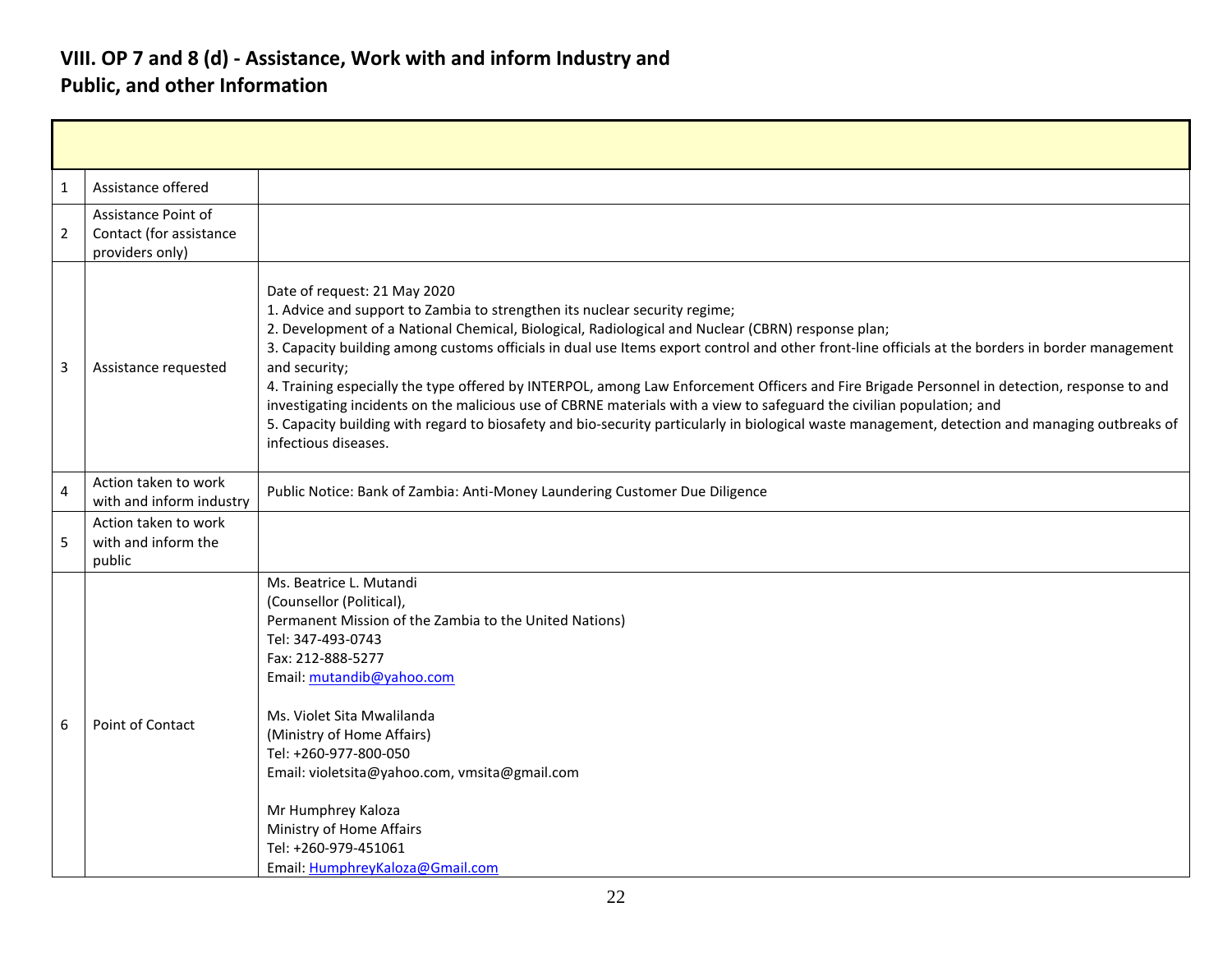## VIII. OP 7 and 8 (d) - Assistance, Work with and inform Industry and Public, and other Information

| | | |
|---|---|---|
| 1 | Assistance offered | |
| 2 | Assistance Point of Contact (for assistance providers only) | |
| 3 | Assistance requested | Date of request: 21 May 2020<br>1. Advice and support to Zambia to strengthen its nuclear security regime;<br>2. Development of a National Chemical, Biological, Radiological and Nuclear (CBRN) response plan;<br>3. Capacity building among customs officials in dual use Items export control and other front-line officials at the borders in border management and security;<br>4. Training especially the type offered by INTERPOL, among Law Enforcement Officers and Fire Brigade Personnel in detection, response to and investigating incidents on the malicious use of CBRNE materials with a view to safeguard the civilian population; and<br>5. Capacity building with regard to biosafety and bio-security particularly in biological waste management, detection and managing outbreaks of infectious diseases. |
| 4 | Action taken to work with and inform industry | Public Notice: Bank of Zambia: Anti-Money Laundering Customer Due Diligence |
| 5 | Action taken to work with and inform the public | |
| 6 | Point of Contact | Ms. Beatrice L. Mutandi<br>(Counsellor (Political),<br>Permanent Mission of the Zambia to the United Nations)<br>Tel: 347-493-0743<br>Fax: 212-888-5277<br>Email: mutandib@yahoo.com<br><br>Ms. Violet Sita Mwalilanda<br>(Ministry of Home Affairs)<br>Tel: +260-977-800-050<br>Email: violetsita@yahoo.com, vmsita@gmail.com<br><br>Mr Humphrey Kaloza<br>Ministry of Home Affairs<br>Tel: +260-979-451061<br>Email: HumphreyKaloza@Gmail.com |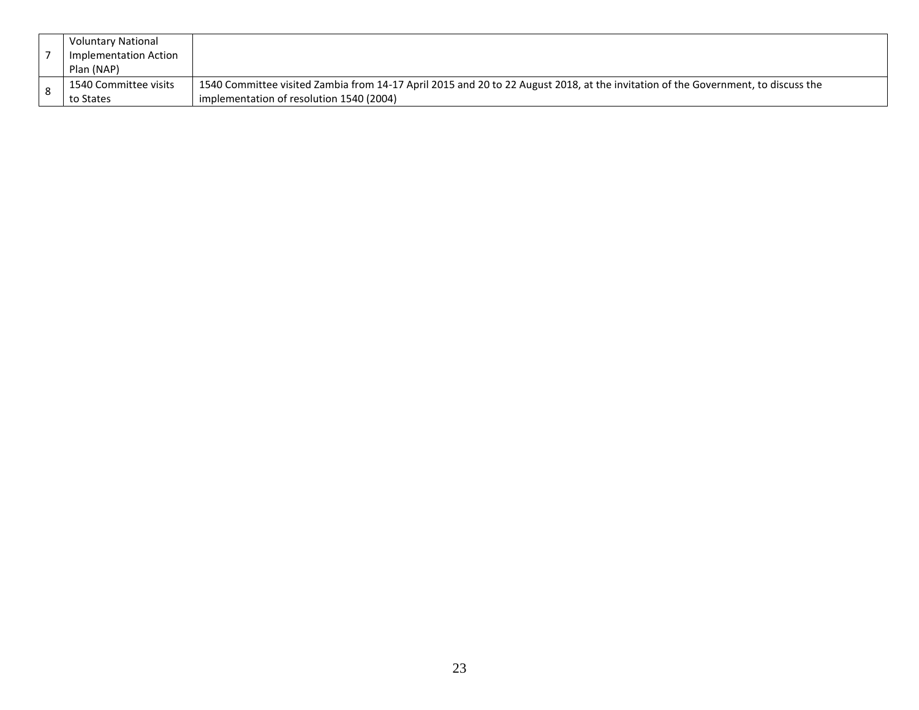| | | |
|---|---|---|
| 7 | Voluntary National Implementation Action Plan (NAP) | |
| 8 | 1540 Committee visits to States | 1540 Committee visited Zambia from 14-17 April 2015 and 20 to 22 August 2018, at the invitation of the Government, to discuss the implementation of resolution 1540 (2004) |